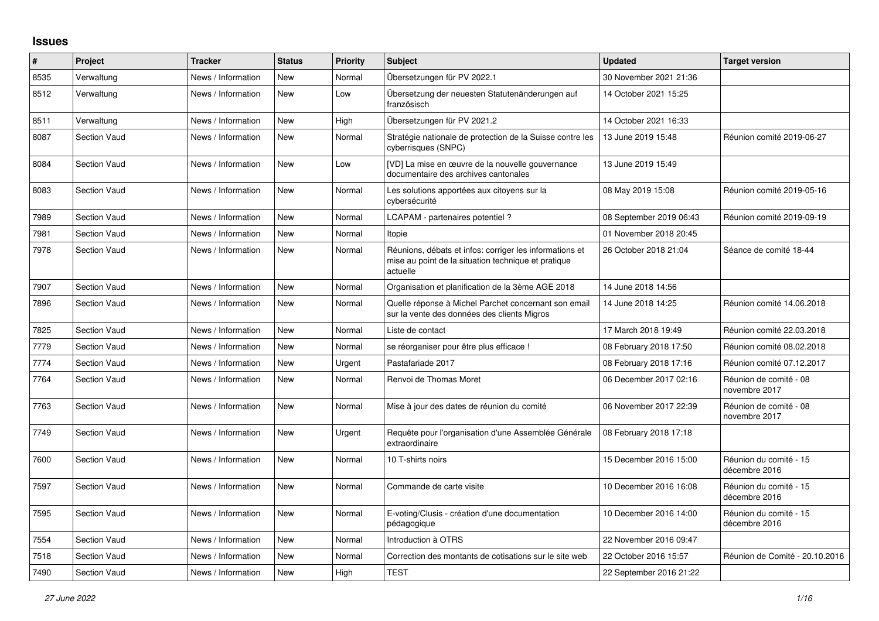## Issues

| # | Project | Tracker | Status | Priority | Subject | Updated | Target version |
|---|---|---|---|---|---|---|---|
| 8535 | Verwaltung | News / Information | New | Normal | Übersetzungen für PV 2022.1 | 30 November 2021 21:36 | |
| 8512 | Verwaltung | News / Information | New | Low | Übersetzung der neuesten Statutenänderungen auf französisch | 14 October 2021 15:25 | |
| 8511 | Verwaltung | News / Information | New | High | Übersetzungen für PV 2021.2 | 14 October 2021 16:33 | |
| 8087 | Section Vaud | News / Information | New | Normal | Stratégie nationale de protection de la Suisse contre les cyberrisques (SNPC) | 13 June 2019 15:48 | Réunion comité 2019-06-27 |
| 8084 | Section Vaud | News / Information | New | Low | [VD] La mise en œuvre de la nouvelle gouvernance documentaire des archives cantonales | 13 June 2019 15:49 | |
| 8083 | Section Vaud | News / Information | New | Normal | Les solutions apportées aux citoyens sur la cybersécurité | 08 May 2019 15:08 | Réunion comité 2019-05-16 |
| 7989 | Section Vaud | News / Information | New | Normal | LCAPAM - partenaires potentiel ? | 08 September 2019 06:43 | Réunion comité 2019-09-19 |
| 7981 | Section Vaud | News / Information | New | Normal | Itopie | 01 November 2018 20:45 | |
| 7978 | Section Vaud | News / Information | New | Normal | Réunions, débats et infos: corriger les informations et mise au point de la situation technique et pratique actuelle | 26 October 2018 21:04 | Séance de comité 18-44 |
| 7907 | Section Vaud | News / Information | New | Normal | Organisation et planification de la 3ème AGE 2018 | 14 June 2018 14:56 | |
| 7896 | Section Vaud | News / Information | New | Normal | Quelle réponse à Michel Parchet concernant son email sur la vente des données des clients Migros | 14 June 2018 14:25 | Réunion comité 14.06.2018 |
| 7825 | Section Vaud | News / Information | New | Normal | Liste de contact | 17 March 2018 19:49 | Réunion comité 22.03.2018 |
| 7779 | Section Vaud | News / Information | New | Normal | se réorganiser pour être plus efficace ! | 08 February 2018 17:50 | Réunion comité 08.02.2018 |
| 7774 | Section Vaud | News / Information | New | Urgent | Pastafariade 2017 | 08 February 2018 17:16 | Réunion comité 07.12.2017 |
| 7764 | Section Vaud | News / Information | New | Normal | Renvoi de Thomas Moret | 06 December 2017 02:16 | Réunion de comité - 08 novembre 2017 |
| 7763 | Section Vaud | News / Information | New | Normal | Mise à jour des dates de réunion du comité | 06 November 2017 22:39 | Réunion de comité - 08 novembre 2017 |
| 7749 | Section Vaud | News / Information | New | Urgent | Requête pour l'organisation d'une Assemblée Générale extraordinaire | 08 February 2018 17:18 | |
| 7600 | Section Vaud | News / Information | New | Normal | 10 T-shirts noirs | 15 December 2016 15:00 | Réunion du comité - 15 décembre 2016 |
| 7597 | Section Vaud | News / Information | New | Normal | Commande de carte visite | 10 December 2016 16:08 | Réunion du comité - 15 décembre 2016 |
| 7595 | Section Vaud | News / Information | New | Normal | E-voting/Clusis - création d'une documentation pédagogique | 10 December 2016 14:00 | Réunion du comité - 15 décembre 2016 |
| 7554 | Section Vaud | News / Information | New | Normal | Introduction à OTRS | 22 November 2016 09:47 | |
| 7518 | Section Vaud | News / Information | New | Normal | Correction des montants de cotisations sur le site web | 22 October 2016 15:57 | Réunion de Comité - 20.10.2016 |
| 7490 | Section Vaud | News / Information | New | High | TEST | 22 September 2016 21:22 | |

*27 June 2022*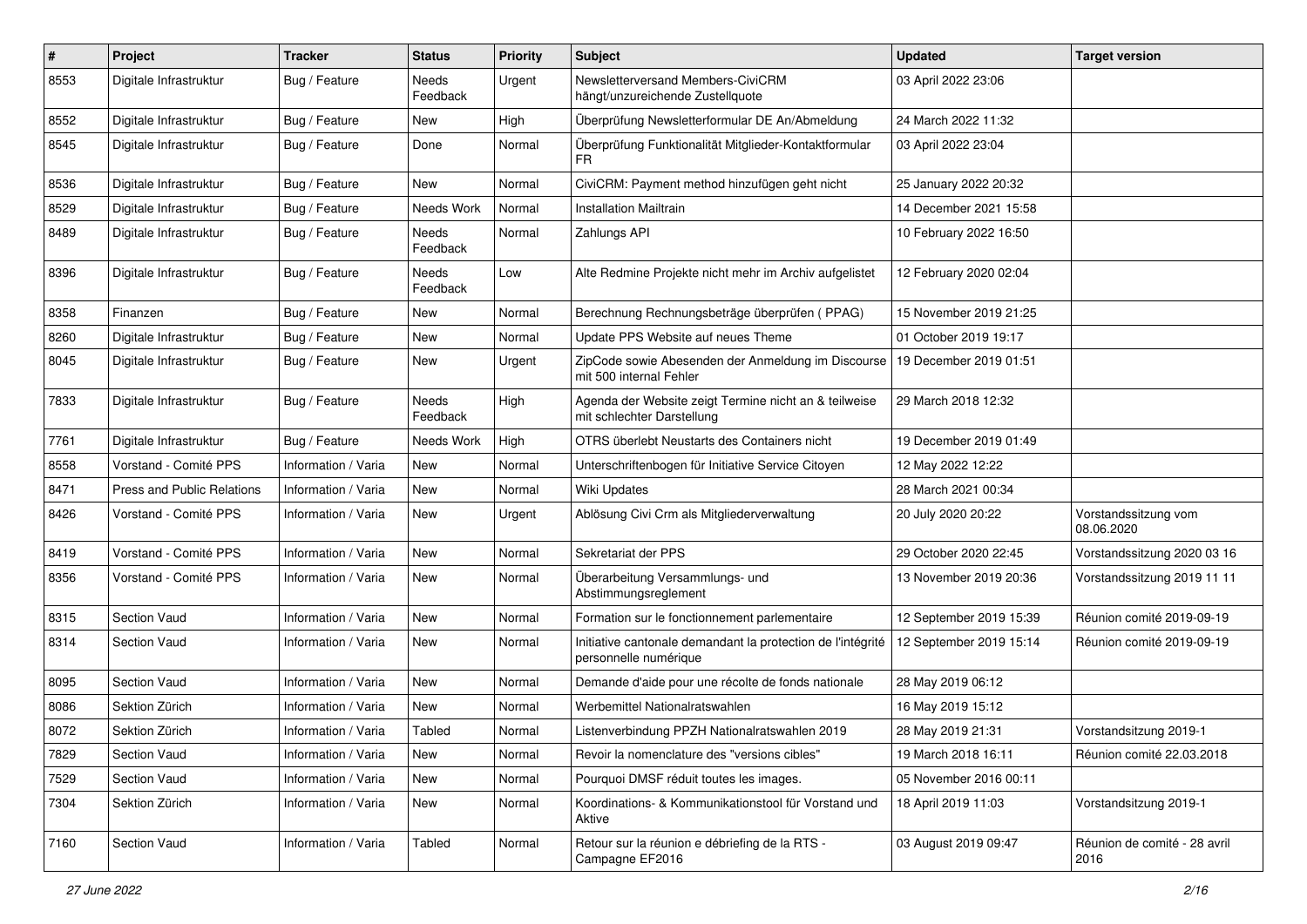| # | Project | Tracker | Status | Priority | Subject | Updated | Target version |
|---|---|---|---|---|---|---|---|
| 8553 | Digitale Infrastruktur | Bug / Feature | Needs Feedback | Urgent | Newsletterversand Members-CiviCRM hängt/unzureichende Zustellquote | 03 April 2022 23:06 | |
| 8552 | Digitale Infrastruktur | Bug / Feature | New | High | Überprüfung Newsletterformular DE An/Abmeldung | 24 March 2022 11:32 | |
| 8545 | Digitale Infrastruktur | Bug / Feature | Done | Normal | Überprüfung Funktionalität Mitglieder-Kontaktformular FR | 03 April 2022 23:04 | |
| 8536 | Digitale Infrastruktur | Bug / Feature | New | Normal | CiviCRM: Payment method hinzufügen geht nicht | 25 January 2022 20:32 | |
| 8529 | Digitale Infrastruktur | Bug / Feature | Needs Work | Normal | Installation Mailtrain | 14 December 2021 15:58 | |
| 8489 | Digitale Infrastruktur | Bug / Feature | Needs Feedback | Normal | Zahlungs API | 10 February 2022 16:50 | |
| 8396 | Digitale Infrastruktur | Bug / Feature | Needs Feedback | Low | Alte Redmine Projekte nicht mehr im Archiv aufgelistet | 12 February 2020 02:04 | |
| 8358 | Finanzen | Bug / Feature | New | Normal | Berechnung Rechnungsbeträge überprüfen ( PPAG) | 15 November 2019 21:25 | |
| 8260 | Digitale Infrastruktur | Bug / Feature | New | Normal | Update PPS Website auf neues Theme | 01 October 2019 19:17 | |
| 8045 | Digitale Infrastruktur | Bug / Feature | New | Urgent | ZipCode sowie Abesenden der Anmeldung im Discourse mit 500 internal Fehler | 19 December 2019 01:51 | |
| 7833 | Digitale Infrastruktur | Bug / Feature | Needs Feedback | High | Agenda der Website zeigt Termine nicht an & teilweise mit schlechter Darstellung | 29 March 2018 12:32 | |
| 7761 | Digitale Infrastruktur | Bug / Feature | Needs Work | High | OTRS überlebt Neustarts des Containers nicht | 19 December 2019 01:49 | |
| 8558 | Vorstand - Comité PPS | Information / Varia | New | Normal | Unterschriftenbogen für Initiative Service Citoyen | 12 May 2022 12:22 | |
| 8471 | Press and Public Relations | Information / Varia | New | Normal | Wiki Updates | 28 March 2021 00:34 | |
| 8426 | Vorstand - Comité PPS | Information / Varia | New | Urgent | Ablösung Civi Crm als Mitgliederverwaltung | 20 July 2020 20:22 | Vorstandssitzung vom 08.06.2020 |
| 8419 | Vorstand - Comité PPS | Information / Varia | New | Normal | Sekretariat der PPS | 29 October 2020 22:45 | Vorstandssitzung 2020 03 16 |
| 8356 | Vorstand - Comité PPS | Information / Varia | New | Normal | Überarbeitung Versammlungs- und Abstimmungsreglement | 13 November 2019 20:36 | Vorstandssitzung 2019 11 11 |
| 8315 | Section Vaud | Information / Varia | New | Normal | Formation sur le fonctionnement parlementaire | 12 September 2019 15:39 | Réunion comité 2019-09-19 |
| 8314 | Section Vaud | Information / Varia | New | Normal | Initiative cantonale demandant la protection de l'intégrité personnelle numérique | 12 September 2019 15:14 | Réunion comité 2019-09-19 |
| 8095 | Section Vaud | Information / Varia | New | Normal | Demande d'aide pour une récolte de fonds nationale | 28 May 2019 06:12 | |
| 8086 | Sektion Zürich | Information / Varia | New | Normal | Werbemittel Nationalratswahlen | 16 May 2019 15:12 | |
| 8072 | Sektion Zürich | Information / Varia | Tabled | Normal | Listenverbindung PPZH Nationalratswahlen 2019 | 28 May 2019 21:31 | Vorstandsitzung 2019-1 |
| 7829 | Section Vaud | Information / Varia | New | Normal | Revoir la nomenclature des "versions cibles" | 19 March 2018 16:11 | Réunion comité 22.03.2018 |
| 7529 | Section Vaud | Information / Varia | New | Normal | Pourquoi DMSF réduit toutes les images. | 05 November 2016 00:11 | |
| 7304 | Sektion Zürich | Information / Varia | New | Normal | Koordinations- & Kommunikationstool für Vorstand und Aktive | 18 April 2019 11:03 | Vorstandsitzung 2019-1 |
| 7160 | Section Vaud | Information / Varia | Tabled | Normal | Retour sur la réunion e débriefing de la RTS - Campagne EF2016 | 03 August 2019 09:47 | Réunion de comité - 28 avril 2016 |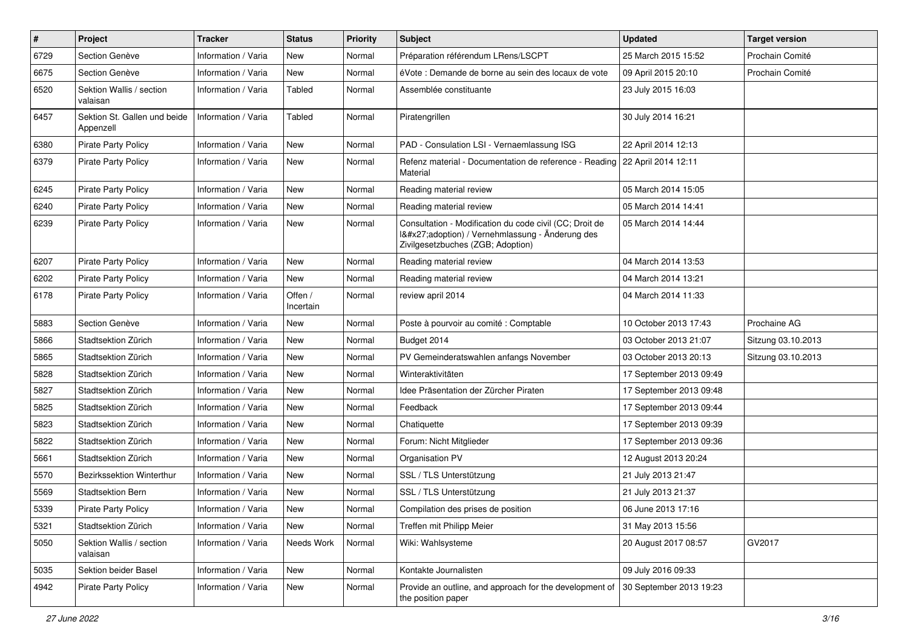| # | Project | Tracker | Status | Priority | Subject | Updated | Target version |
|---|---|---|---|---|---|---|---|
| 6729 | Section Genève | Information / Varia | New | Normal | Préparation référendum LRens/LSCPT | 25 March 2015 15:52 | Prochain Comité |
| 6675 | Section Genève | Information / Varia | New | Normal | éVote : Demande de borne au sein des locaux de vote | 09 April 2015 20:10 | Prochain Comité |
| 6520 | Sektion Wallis / section valaisan | Information / Varia | Tabled | Normal | Assemblée constituante | 23 July 2015 16:03 | |
| 6457 | Sektion St. Gallen und beide Appenzell | Information / Varia | Tabled | Normal | Piratengrillen | 30 July 2014 16:21 | |
| 6380 | Pirate Party Policy | Information / Varia | New | Normal | PAD - Consulation LSI - Vernaemlassung ISG | 22 April 2014 12:13 | |
| 6379 | Pirate Party Policy | Information / Varia | New | Normal | Refenz material - Documentation de reference - Reading Material | 22 April 2014 12:11 | |
| 6245 | Pirate Party Policy | Information / Varia | New | Normal | Reading material review | 05 March 2014 15:05 | |
| 6240 | Pirate Party Policy | Information / Varia | New | Normal | Reading material review | 05 March 2014 14:41 | |
| 6239 | Pirate Party Policy | Information / Varia | New | Normal | Consultation - Modification du code civil (CC; Droit de l&#x27;adoption) / Vernehmlassung - Änderung des Zivilgesetzbuches (ZGB; Adoption) | 05 March 2014 14:44 | |
| 6207 | Pirate Party Policy | Information / Varia | New | Normal | Reading material review | 04 March 2014 13:53 | |
| 6202 | Pirate Party Policy | Information / Varia | New | Normal | Reading material review | 04 March 2014 13:21 | |
| 6178 | Pirate Party Policy | Information / Varia | Offen / Incertain | Normal | review april 2014 | 04 March 2014 11:33 | |
| 5883 | Section Genève | Information / Varia | New | Normal | Poste à pourvoir au comité : Comptable | 10 October 2013 17:43 | Prochaine AG |
| 5866 | Stadtsektion Zürich | Information / Varia | New | Normal | Budget 2014 | 03 October 2013 21:07 | Sitzung 03.10.2013 |
| 5865 | Stadtsektion Zürich | Information / Varia | New | Normal | PV Gemeinderatswahlen anfangs November | 03 October 2013 20:13 | Sitzung 03.10.2013 |
| 5828 | Stadtsektion Zürich | Information / Varia | New | Normal | Winteraktivitäten | 17 September 2013 09:49 | |
| 5827 | Stadtsektion Zürich | Information / Varia | New | Normal | Idee Präsentation der Zürcher Piraten | 17 September 2013 09:48 | |
| 5825 | Stadtsektion Zürich | Information / Varia | New | Normal | Feedback | 17 September 2013 09:44 | |
| 5823 | Stadtsektion Zürich | Information / Varia | New | Normal | Chatiquette | 17 September 2013 09:39 | |
| 5822 | Stadtsektion Zürich | Information / Varia | New | Normal | Forum: Nicht Mitglieder | 17 September 2013 09:36 | |
| 5661 | Stadtsektion Zürich | Information / Varia | New | Normal | Organisation PV | 12 August 2013 20:24 | |
| 5570 | Bezirkssektion Winterthur | Information / Varia | New | Normal | SSL / TLS Unterstützung | 21 July 2013 21:47 | |
| 5569 | Stadtsektion Bern | Information / Varia | New | Normal | SSL / TLS Unterstützung | 21 July 2013 21:37 | |
| 5339 | Pirate Party Policy | Information / Varia | New | Normal | Compilation des prises de position | 06 June 2013 17:16 | |
| 5321 | Stadtsektion Zürich | Information / Varia | New | Normal | Treffen mit Philipp Meier | 31 May 2013 15:56 | |
| 5050 | Sektion Wallis / section valaisan | Information / Varia | Needs Work | Normal | Wiki: Wahlsysteme | 20 August 2017 08:57 | GV2017 |
| 5035 | Sektion beider Basel | Information / Varia | New | Normal | Kontakte Journalisten | 09 July 2016 09:33 | |
| 4942 | Pirate Party Policy | Information / Varia | New | Normal | Provide an outline, and approach for the development of the position paper | 30 September 2013 19:23 | |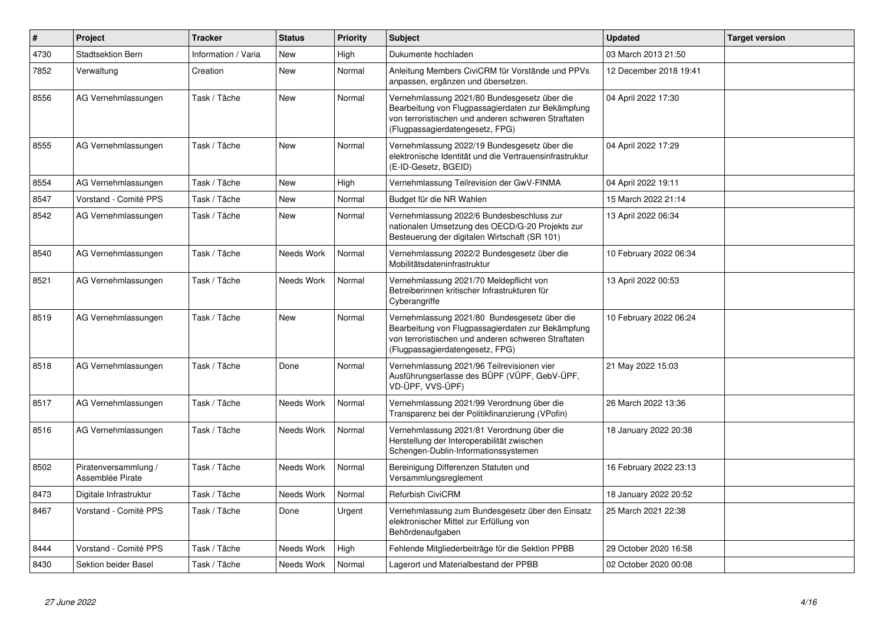| # | Project | Tracker | Status | Priority | Subject | Updated | Target version |
|---|---|---|---|---|---|---|---|
| 4730 | Stadtsektion Bern | Information / Varia | New | High | Dukumente hochladen | 03 March 2013 21:50 | |
| 7852 | Verwaltung | Creation | New | Normal | Anleitung Members CiviCRM für Vorstände und PPVs anpassen, ergänzen und übersetzen. | 12 December 2018 19:41 | |
| 8556 | AG Vernehmlassungen | Task / Tâche | New | Normal | Vernehmlassung 2021/80 Bundesgesetz über die Bearbeitung von Flugpassagierdaten zur Bekämpfung von terroristischen und anderen schweren Straftaten (Flugpassagierdatengesetz, FPG) | 04 April 2022 17:30 | |
| 8555 | AG Vernehmlassungen | Task / Tâche | New | Normal | Vernehmlassung 2022/19 Bundesgesetz über die elektronische Identität und die Vertrauensinfrastruktur (E-ID-Gesetz, BGEID) | 04 April 2022 17:29 | |
| 8554 | AG Vernehmlassungen | Task / Tâche | New | High | Vernehmlassung Teilrevision der GwV-FINMA | 04 April 2022 19:11 | |
| 8547 | Vorstand - Comité PPS | Task / Tâche | New | Normal | Budget für die NR Wahlen | 15 March 2022 21:14 | |
| 8542 | AG Vernehmlassungen | Task / Tâche | New | Normal | Vernehmlassung 2022/6 Bundesbeschluss zur nationalen Umsetzung des OECD/G-20 Projekts zur Besteuerung der digitalen Wirtschaft (SR 101) | 13 April 2022 06:34 | |
| 8540 | AG Vernehmlassungen | Task / Tâche | Needs Work | Normal | Vernehmlassung 2022/2 Bundesgesetz über die Mobilitätsdateninfrastruktur | 10 February 2022 06:34 | |
| 8521 | AG Vernehmlassungen | Task / Tâche | Needs Work | Normal | Vernehmlassung 2021/70 Meldepflicht von Betreiberinnen kritischer Infrastrukturen für Cyberangriffe | 13 April 2022 00:53 | |
| 8519 | AG Vernehmlassungen | Task / Tâche | New | Normal | Vernehmlassung 2021/80 Bundesgesetz über die Bearbeitung von Flugpassagierdaten zur Bekämpfung von terroristischen und anderen schweren Straftaten (Flugpassagierdatengesetz, FPG) | 10 February 2022 06:24 | |
| 8518 | AG Vernehmlassungen | Task / Tâche | Done | Normal | Vernehmlassung 2021/96 Teilrevisionen vier Ausführungserlasse des BÜPF (VÜPF, GebV-ÜPF, VD-ÜPF, VVS-ÜPF) | 21 May 2022 15:03 | |
| 8517 | AG Vernehmlassungen | Task / Tâche | Needs Work | Normal | Vernehmlassung 2021/99 Verordnung über die Transparenz bei der Politikfinanzierung (VPofin) | 26 March 2022 13:36 | |
| 8516 | AG Vernehmlassungen | Task / Tâche | Needs Work | Normal | Vernehmlassung 2021/81 Verordnung über die Herstellung der Interoperabilität zwischen Schengen-Dublin-Informationssystemen | 18 January 2022 20:38 | |
| 8502 | Piratenversammlung / Assemblée Pirate | Task / Tâche | Needs Work | Normal | Bereinigung Differenzen Statuten und Versammlungsreglement | 16 February 2022 23:13 | |
| 8473 | Digitale Infrastruktur | Task / Tâche | Needs Work | Normal | Refurbish CiviCRM | 18 January 2022 20:52 | |
| 8467 | Vorstand - Comité PPS | Task / Tâche | Done | Urgent | Vernehmlassung zum Bundesgesetz über den Einsatz elektronischer Mittel zur Erfüllung von Behördenaufgaben | 25 March 2021 22:38 | |
| 8444 | Vorstand - Comité PPS | Task / Tâche | Needs Work | High | Fehlende Mitgliederbeiträge für die Sektion PPBB | 29 October 2020 16:58 | |
| 8430 | Sektion beider Basel | Task / Tâche | Needs Work | Normal | Lagerort und Materialbestand der PPBB | 02 October 2020 00:08 | |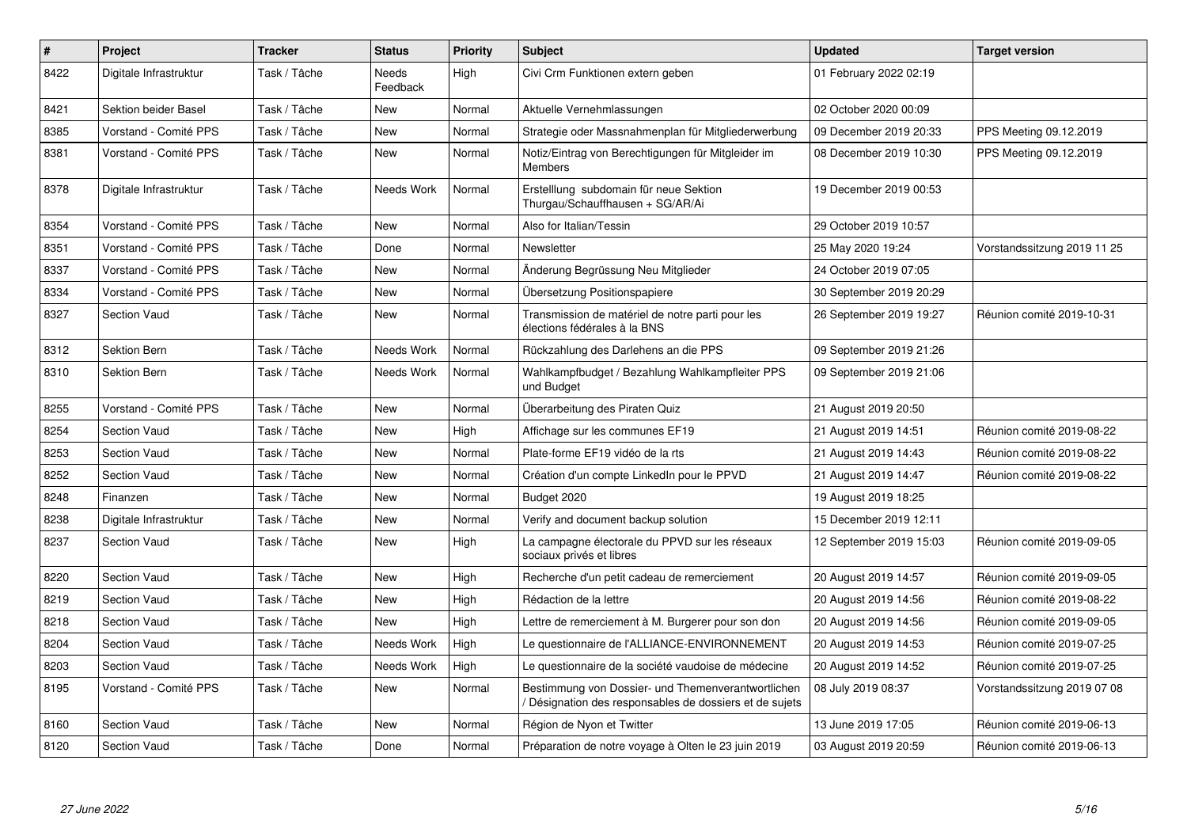| # | Project | Tracker | Status | Priority | Subject | Updated | Target version |
|---|---|---|---|---|---|---|---|
| 8422 | Digitale Infrastruktur | Task / Tâche | Needs Feedback | High | Civi Crm Funktionen extern geben | 01 February 2022 02:19 | |
| 8421 | Sektion beider Basel | Task / Tâche | New | Normal | Aktuelle Vernehmlassungen | 02 October 2020 00:09 | |
| 8385 | Vorstand - Comité PPS | Task / Tâche | New | Normal | Strategie oder Massnahmenplan für Mitgliederwerbung | 09 December 2019 20:33 | PPS Meeting 09.12.2019 |
| 8381 | Vorstand - Comité PPS | Task / Tâche | New | Normal | Notiz/Eintrag von Berechtigungen für Mitgleider im Members | 08 December 2019 10:30 | PPS Meeting 09.12.2019 |
| 8378 | Digitale Infrastruktur | Task / Tâche | Needs Work | Normal | Erstelllung subdomain für neue Sektion Thurgau/Schauffhausen + SG/AR/Ai | 19 December 2019 00:53 | |
| 8354 | Vorstand - Comité PPS | Task / Tâche | New | Normal | Also for Italian/Tessin | 29 October 2019 10:57 | |
| 8351 | Vorstand - Comité PPS | Task / Tâche | Done | Normal | Newsletter | 25 May 2020 19:24 | Vorstandssitzung 2019 11 25 |
| 8337 | Vorstand - Comité PPS | Task / Tâche | New | Normal | Änderung Begrüssung Neu Mitglieder | 24 October 2019 07:05 | |
| 8334 | Vorstand - Comité PPS | Task / Tâche | New | Normal | Übersetzung Positionspapiere | 30 September 2019 20:29 | |
| 8327 | Section Vaud | Task / Tâche | New | Normal | Transmission de matériel de notre parti pour les élections fédérales à la BNS | 26 September 2019 19:27 | Réunion comité 2019-10-31 |
| 8312 | Sektion Bern | Task / Tâche | Needs Work | Normal | Rückzahlung des Darlehens an die PPS | 09 September 2019 21:26 | |
| 8310 | Sektion Bern | Task / Tâche | Needs Work | Normal | Wahlkampfbudget / Bezahlung Wahlkampfleiter PPS und Budget | 09 September 2019 21:06 | |
| 8255 | Vorstand - Comité PPS | Task / Tâche | New | Normal | Überarbeitung des Piraten Quiz | 21 August 2019 20:50 | |
| 8254 | Section Vaud | Task / Tâche | New | High | Affichage sur les communes EF19 | 21 August 2019 14:51 | Réunion comité 2019-08-22 |
| 8253 | Section Vaud | Task / Tâche | New | Normal | Plate-forme EF19 vidéo de la rts | 21 August 2019 14:43 | Réunion comité 2019-08-22 |
| 8252 | Section Vaud | Task / Tâche | New | Normal | Création d'un compte LinkedIn pour le PPVD | 21 August 2019 14:47 | Réunion comité 2019-08-22 |
| 8248 | Finanzen | Task / Tâche | New | Normal | Budget 2020 | 19 August 2019 18:25 | |
| 8238 | Digitale Infrastruktur | Task / Tâche | New | Normal | Verify and document backup solution | 15 December 2019 12:11 | |
| 8237 | Section Vaud | Task / Tâche | New | High | La campagne électorale du PPVD sur les réseaux sociaux privés et libres | 12 September 2019 15:03 | Réunion comité 2019-09-05 |
| 8220 | Section Vaud | Task / Tâche | New | High | Recherche d'un petit cadeau de remerciement | 20 August 2019 14:57 | Réunion comité 2019-09-05 |
| 8219 | Section Vaud | Task / Tâche | New | High | Rédaction de la lettre | 20 August 2019 14:56 | Réunion comité 2019-08-22 |
| 8218 | Section Vaud | Task / Tâche | New | High | Lettre de remerciement à M. Burgerer pour son don | 20 August 2019 14:56 | Réunion comité 2019-09-05 |
| 8204 | Section Vaud | Task / Tâche | Needs Work | High | Le questionnaire de l'ALLIANCE-ENVIRONNEMENT | 20 August 2019 14:53 | Réunion comité 2019-07-25 |
| 8203 | Section Vaud | Task / Tâche | Needs Work | High | Le questionnaire de la société vaudoise de médecine | 20 August 2019 14:52 | Réunion comité 2019-07-25 |
| 8195 | Vorstand - Comité PPS | Task / Tâche | New | Normal | Bestimmung von Dossier- und Themenverantwortlichen / Désignation des responsables de dossiers et de sujets | 08 July 2019 08:37 | Vorstandssitzung 2019 07 08 |
| 8160 | Section Vaud | Task / Tâche | New | Normal | Région de Nyon et Twitter | 13 June 2019 17:05 | Réunion comité 2019-06-13 |
| 8120 | Section Vaud | Task / Tâche | Done | Normal | Préparation de notre voyage à Olten le 23 juin 2019 | 03 August 2019 20:59 | Réunion comité 2019-06-13 |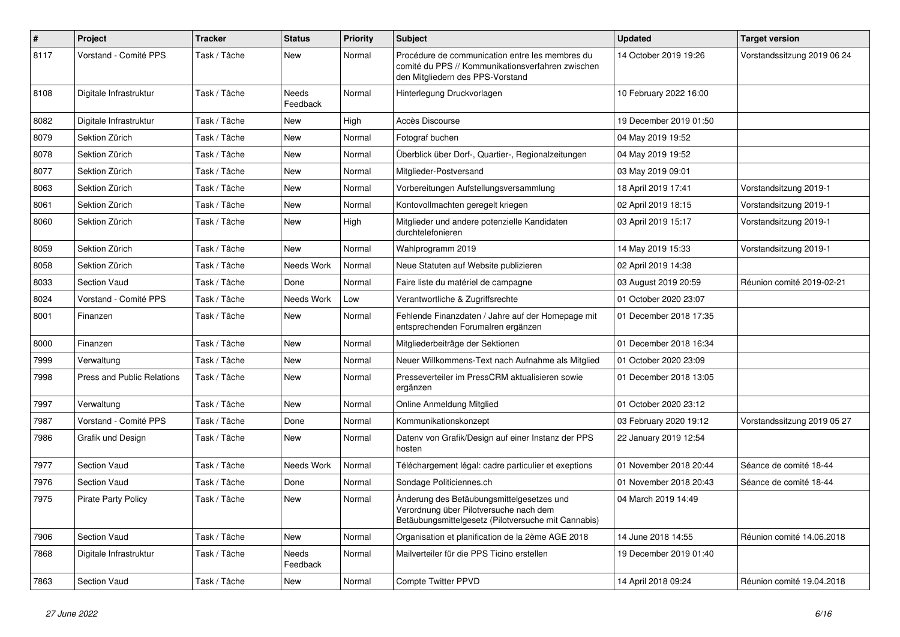| # | Project | Tracker | Status | Priority | Subject | Updated | Target version |
|---|---|---|---|---|---|---|---|
| 8117 | Vorstand - Comité PPS | Task / Tâche | New | Normal | Procédure de communication entre les membres du comité du PPS // Kommunikationsverfahren zwischen den Mitgliedern des PPS-Vorstand | 14 October 2019 19:26 | Vorstandssitzung 2019 06 24 |
| 8108 | Digitale Infrastruktur | Task / Tâche | Needs Feedback | Normal | Hinterlegung Druckvorlagen | 10 February 2022 16:00 | |
| 8082 | Digitale Infrastruktur | Task / Tâche | New | High | Accès Discourse | 19 December 2019 01:50 | |
| 8079 | Sektion Zürich | Task / Tâche | New | Normal | Fotograf buchen | 04 May 2019 19:52 | |
| 8078 | Sektion Zürich | Task / Tâche | New | Normal | Überblick über Dorf-, Quartier-, Regionalzeitungen | 04 May 2019 19:52 | |
| 8077 | Sektion Zürich | Task / Tâche | New | Normal | Mitglieder-Postversand | 03 May 2019 09:01 | |
| 8063 | Sektion Zürich | Task / Tâche | New | Normal | Vorbereitungen Aufstellungsversammlung | 18 April 2019 17:41 | Vorstandsitzung 2019-1 |
| 8061 | Sektion Zürich | Task / Tâche | New | Normal | Kontovollmachten geregelt kriegen | 02 April 2019 18:15 | Vorstandsitzung 2019-1 |
| 8060 | Sektion Zürich | Task / Tâche | New | High | Mitglieder und andere potenzielle Kandidaten durchtelefonieren | 03 April 2019 15:17 | Vorstandsitzung 2019-1 |
| 8059 | Sektion Zürich | Task / Tâche | New | Normal | Wahlprogramm 2019 | 14 May 2019 15:33 | Vorstandsitzung 2019-1 |
| 8058 | Sektion Zürich | Task / Tâche | Needs Work | Normal | Neue Statuten auf Website publizieren | 02 April 2019 14:38 | |
| 8033 | Section Vaud | Task / Tâche | Done | Normal | Faire liste du matériel de campagne | 03 August 2019 20:59 | Réunion comité 2019-02-21 |
| 8024 | Vorstand - Comité PPS | Task / Tâche | Needs Work | Low | Verantwortliche & Zugriffsrechte | 01 October 2020 23:07 | |
| 8001 | Finanzen | Task / Tâche | New | Normal | Fehlende Finanzdaten / Jahre auf der Homepage mit entsprechenden Forumalren ergänzen | 01 December 2018 17:35 | |
| 8000 | Finanzen | Task / Tâche | New | Normal | Mitgliederbeiträge der Sektionen | 01 December 2018 16:34 | |
| 7999 | Verwaltung | Task / Tâche | New | Normal | Neuer Willkommens-Text nach Aufnahme als Mitglied | 01 October 2020 23:09 | |
| 7998 | Press and Public Relations | Task / Tâche | New | Normal | Presseverteiler im PressCRM aktualisieren sowie ergänzen | 01 December 2018 13:05 | |
| 7997 | Verwaltung | Task / Tâche | New | Normal | Online Anmeldung Mitglied | 01 October 2020 23:12 | |
| 7987 | Vorstand - Comité PPS | Task / Tâche | Done | Normal | Kommunikationskonzept | 03 February 2020 19:12 | Vorstandssitzung 2019 05 27 |
| 7986 | Grafik und Design | Task / Tâche | New | Normal | Datenv von Grafik/Design auf einer Instanz der PPS hosten | 22 January 2019 12:54 | |
| 7977 | Section Vaud | Task / Tâche | Needs Work | Normal | Téléchargement légal: cadre particulier et exeptions | 01 November 2018 20:44 | Séance de comité 18-44 |
| 7976 | Section Vaud | Task / Tâche | Done | Normal | Sondage Politiciennes.ch | 01 November 2018 20:43 | Séance de comité 18-44 |
| 7975 | Pirate Party Policy | Task / Tâche | New | Normal | Änderung des Betäubungsmittelgesetzes und Verordnung über Pilotversuche nach dem Betäubungsmittelgesetz (Pilotversuche mit Cannabis) | 04 March 2019 14:49 | |
| 7906 | Section Vaud | Task / Tâche | New | Normal | Organisation et planification de la 2ème AGE 2018 | 14 June 2018 14:55 | Réunion comité 14.06.2018 |
| 7868 | Digitale Infrastruktur | Task / Tâche | Needs Feedback | Normal | Mailverteiler für die PPS Ticino erstellen | 19 December 2019 01:40 | |
| 7863 | Section Vaud | Task / Tâche | New | Normal | Compte Twitter PPVD | 14 April 2018 09:24 | Réunion comité 19.04.2018 |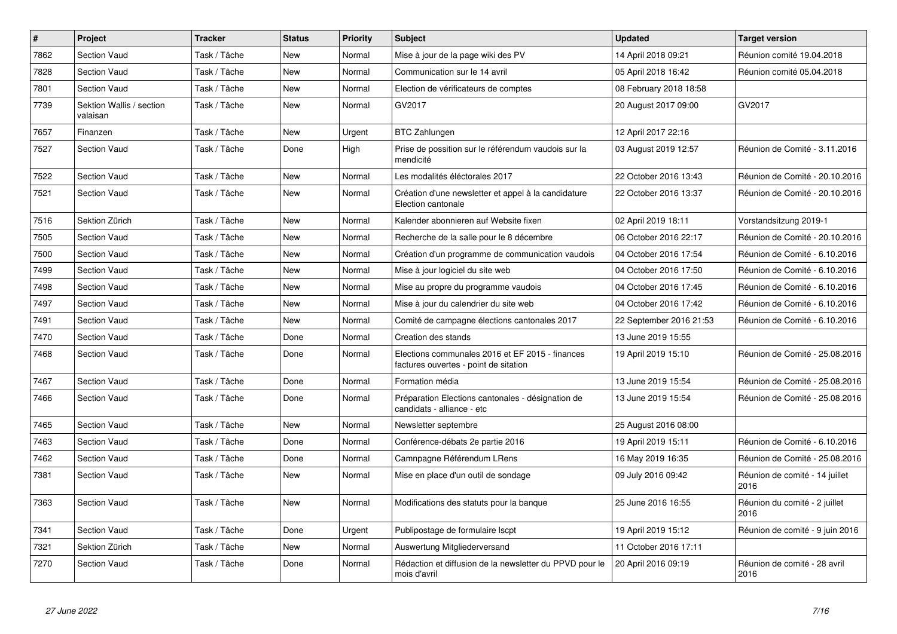| # | Project | Tracker | Status | Priority | Subject | Updated | Target version |
|---|---|---|---|---|---|---|---|
| 7862 | Section Vaud | Task / Tâche | New | Normal | Mise à jour de la page wiki des PV | 14 April 2018 09:21 | Réunion comité 19.04.2018 |
| 7828 | Section Vaud | Task / Tâche | New | Normal | Communication sur le 14 avril | 05 April 2018 16:42 | Réunion comité 05.04.2018 |
| 7801 | Section Vaud | Task / Tâche | New | Normal | Election de vérificateurs de comptes | 08 February 2018 18:58 | |
| 7739 | Sektion Wallis / section valaisan | Task / Tâche | New | Normal | GV2017 | 20 August 2017 09:00 | GV2017 |
| 7657 | Finanzen | Task / Tâche | New | Urgent | BTC Zahlungen | 12 April 2017 22:16 | |
| 7527 | Section Vaud | Task / Tâche | Done | High | Prise de possition sur le référendum vaudois sur la mendicité | 03 August 2019 12:57 | Réunion de Comité - 3.11.2016 |
| 7522 | Section Vaud | Task / Tâche | New | Normal | Les modalités éléctorales 2017 | 22 October 2016 13:43 | Réunion de Comité - 20.10.2016 |
| 7521 | Section Vaud | Task / Tâche | New | Normal | Création d'une newsletter et appel à la candidature Election cantonale | 22 October 2016 13:37 | Réunion de Comité - 20.10.2016 |
| 7516 | Sektion Zürich | Task / Tâche | New | Normal | Kalender abonnieren auf Website fixen | 02 April 2019 18:11 | Vorstandsitzung 2019-1 |
| 7505 | Section Vaud | Task / Tâche | New | Normal | Recherche de la salle pour le 8 décembre | 06 October 2016 22:17 | Réunion de Comité - 20.10.2016 |
| 7500 | Section Vaud | Task / Tâche | New | Normal | Création d'un programme de communication vaudois | 04 October 2016 17:54 | Réunion de Comité - 6.10.2016 |
| 7499 | Section Vaud | Task / Tâche | New | Normal | Mise à jour logiciel du site web | 04 October 2016 17:50 | Réunion de Comité - 6.10.2016 |
| 7498 | Section Vaud | Task / Tâche | New | Normal | Mise au propre du programme vaudois | 04 October 2016 17:45 | Réunion de Comité - 6.10.2016 |
| 7497 | Section Vaud | Task / Tâche | New | Normal | Mise à jour du calendrier du site web | 04 October 2016 17:42 | Réunion de Comité - 6.10.2016 |
| 7491 | Section Vaud | Task / Tâche | New | Normal | Comité de campagne élections cantonales 2017 | 22 September 2016 21:53 | Réunion de Comité - 6.10.2016 |
| 7470 | Section Vaud | Task / Tâche | Done | Normal | Creation des stands | 13 June 2019 15:55 | |
| 7468 | Section Vaud | Task / Tâche | Done | Normal | Elections communales 2016 et EF 2015 - finances factures ouvertes - point de sitation | 19 April 2019 15:10 | Réunion de Comité - 25.08.2016 |
| 7467 | Section Vaud | Task / Tâche | Done | Normal | Formation média | 13 June 2019 15:54 | Réunion de Comité - 25.08.2016 |
| 7466 | Section Vaud | Task / Tâche | Done | Normal | Préparation Elections cantonales - désignation de candidats - alliance - etc | 13 June 2019 15:54 | Réunion de Comité - 25.08.2016 |
| 7465 | Section Vaud | Task / Tâche | New | Normal | Newsletter septembre | 25 August 2016 08:00 | |
| 7463 | Section Vaud | Task / Tâche | Done | Normal | Conférence-débats 2e partie 2016 | 19 April 2019 15:11 | Réunion de Comité - 6.10.2016 |
| 7462 | Section Vaud | Task / Tâche | Done | Normal | Camnpagne Référendum LRens | 16 May 2019 16:35 | Réunion de Comité - 25.08.2016 |
| 7381 | Section Vaud | Task / Tâche | New | Normal | Mise en place d'un outil de sondage | 09 July 2016 09:42 | Réunion de comité - 14 juillet 2016 |
| 7363 | Section Vaud | Task / Tâche | New | Normal | Modifications des statuts pour la banque | 25 June 2016 16:55 | Réunion du comité - 2 juillet 2016 |
| 7341 | Section Vaud | Task / Tâche | Done | Urgent | Publipostage de formulaire lscpt | 19 April 2019 15:12 | Réunion de comité - 9 juin 2016 |
| 7321 | Sektion Zürich | Task / Tâche | New | Normal | Auswertung Mitgliederversand | 11 October 2016 17:11 | |
| 7270 | Section Vaud | Task / Tâche | Done | Normal | Rédaction et diffusion de la newsletter du PPVD pour le mois d'avril | 20 April 2016 09:19 | Réunion de comité - 28 avril 2016 |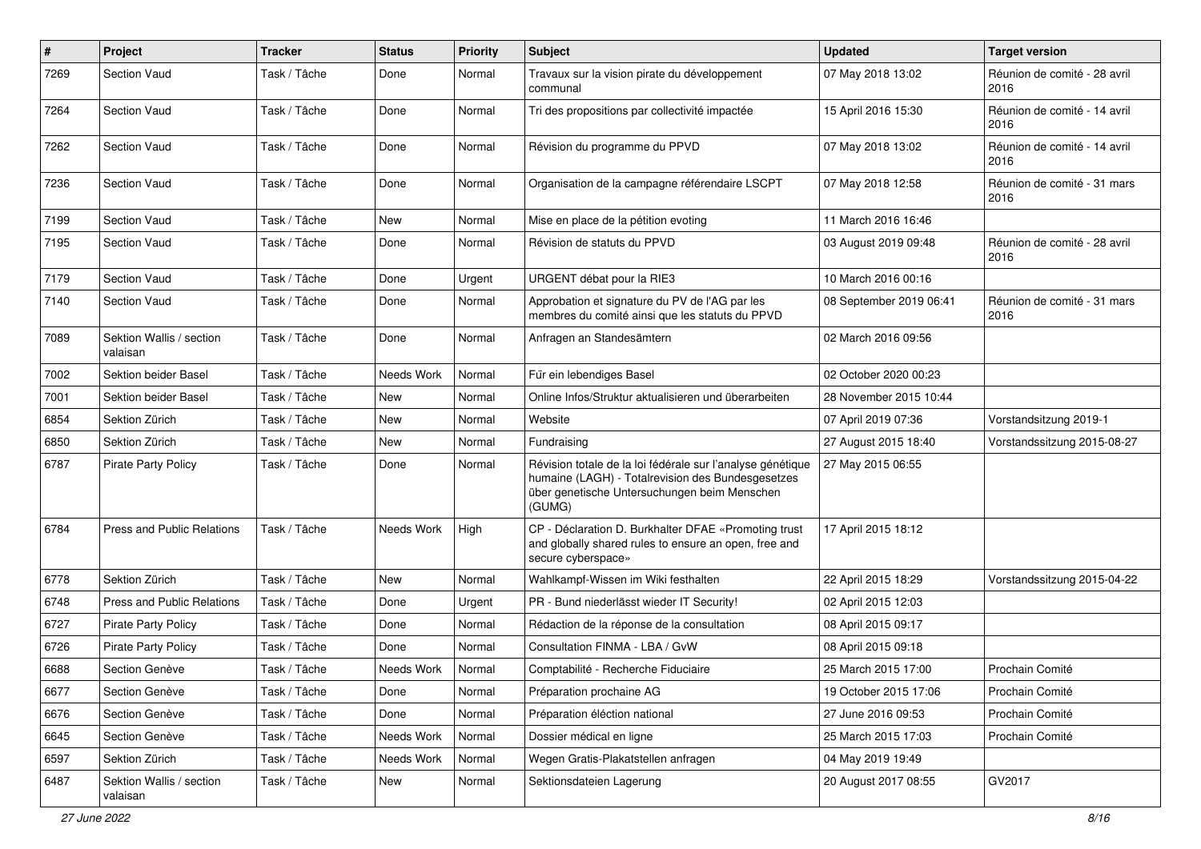| # | Project | Tracker | Status | Priority | Subject | Updated | Target version |
|---|---|---|---|---|---|---|---|
| 7269 | Section Vaud | Task / Tâche | Done | Normal | Travaux sur la vision pirate du développement communal | 07 May 2018 13:02 | Réunion de comité - 28 avril 2016 |
| 7264 | Section Vaud | Task / Tâche | Done | Normal | Tri des propositions par collectivité impactée | 15 April 2016 15:30 | Réunion de comité - 14 avril 2016 |
| 7262 | Section Vaud | Task / Tâche | Done | Normal | Révision du programme du PPVD | 07 May 2018 13:02 | Réunion de comité - 14 avril 2016 |
| 7236 | Section Vaud | Task / Tâche | Done | Normal | Organisation de la campagne référendaire LSCPT | 07 May 2018 12:58 | Réunion de comité - 31 mars 2016 |
| 7199 | Section Vaud | Task / Tâche | New | Normal | Mise en place de la pétition evoting | 11 March 2016 16:46 | |
| 7195 | Section Vaud | Task / Tâche | Done | Normal | Révision de statuts du PPVD | 03 August 2019 09:48 | Réunion de comité - 28 avril 2016 |
| 7179 | Section Vaud | Task / Tâche | Done | Urgent | URGENT débat pour la RIE3 | 10 March 2016 00:16 | |
| 7140 | Section Vaud | Task / Tâche | Done | Normal | Approbation et signature du PV de l'AG par les membres du comité ainsi que les statuts du PPVD | 08 September 2019 06:41 | Réunion de comité - 31 mars 2016 |
| 7089 | Sektion Wallis / section valaisan | Task / Tâche | Done | Normal | Anfragen an Standesämtern | 02 March 2016 09:56 | |
| 7002 | Sektion beider Basel | Task / Tâche | Needs Work | Normal | Für ein lebendiges Basel | 02 October 2020 00:23 | |
| 7001 | Sektion beider Basel | Task / Tâche | New | Normal | Online Infos/Struktur aktualisieren und überarbeiten | 28 November 2015 10:44 | |
| 6854 | Sektion Zürich | Task / Tâche | New | Normal | Website | 07 April 2019 07:36 | Vorstandsitzung 2019-1 |
| 6850 | Sektion Zürich | Task / Tâche | New | Normal | Fundraising | 27 August 2015 18:40 | Vorstandssitzung 2015-08-27 |
| 6787 | Pirate Party Policy | Task / Tâche | Done | Normal | Révision totale de la loi fédérale sur l'analyse génétique humaine (LAGH) - Totalrevision des Bundesgesetzes über genetische Untersuchungen beim Menschen (GUMG) | 27 May 2015 06:55 | |
| 6784 | Press and Public Relations | Task / Tâche | Needs Work | High | CP - Déclaration D. Burkhalter DFAE «Promoting trust and globally shared rules to ensure an open, free and secure cyberspace» | 17 April 2015 18:12 | |
| 6778 | Sektion Zürich | Task / Tâche | New | Normal | Wahlkampf-Wissen im Wiki festhalten | 22 April 2015 18:29 | Vorstandssitzung 2015-04-22 |
| 6748 | Press and Public Relations | Task / Tâche | Done | Urgent | PR - Bund niederlässt wieder IT Security! | 02 April 2015 12:03 | |
| 6727 | Pirate Party Policy | Task / Tâche | Done | Normal | Rédaction de la réponse de la consultation | 08 April 2015 09:17 | |
| 6726 | Pirate Party Policy | Task / Tâche | Done | Normal | Consultation FINMA - LBA / GvW | 08 April 2015 09:18 | |
| 6688 | Section Genève | Task / Tâche | Needs Work | Normal | Comptabilité - Recherche Fiduciaire | 25 March 2015 17:00 | Prochain Comité |
| 6677 | Section Genève | Task / Tâche | Done | Normal | Préparation prochaine AG | 19 October 2015 17:06 | Prochain Comité |
| 6676 | Section Genève | Task / Tâche | Done | Normal | Préparation éléction national | 27 June 2016 09:53 | Prochain Comité |
| 6645 | Section Genève | Task / Tâche | Needs Work | Normal | Dossier médical en ligne | 25 March 2015 17:03 | Prochain Comité |
| 6597 | Sektion Zürich | Task / Tâche | Needs Work | Normal | Wegen Gratis-Plakatstellen anfragen | 04 May 2019 19:49 | |
| 6487 | Sektion Wallis / section valaisan | Task / Tâche | New | Normal | Sektionsdateien Lagerung | 20 August 2017 08:55 | GV2017 |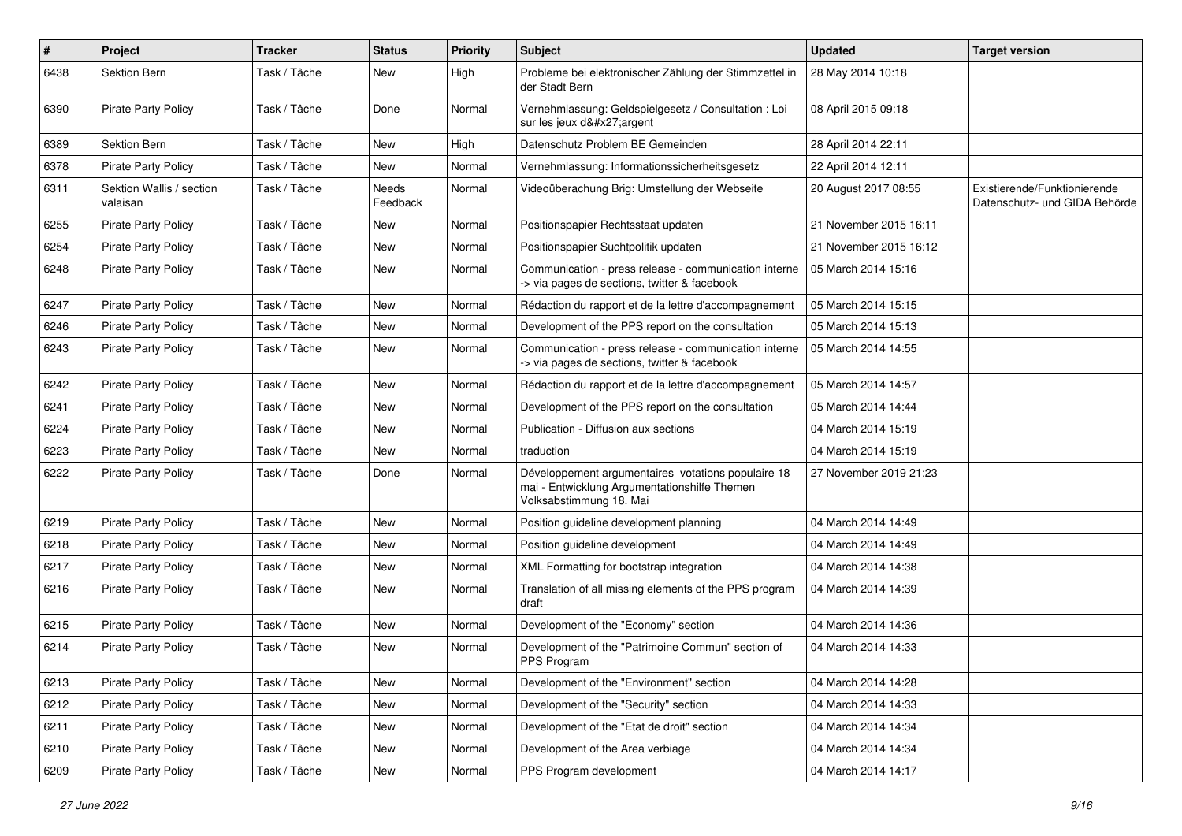| # | Project | Tracker | Status | Priority | Subject | Updated | Target version |
|---|---|---|---|---|---|---|---|
| 6438 | Sektion Bern | Task / Tâche | New | High | Probleme bei elektronischer Zählung der Stimmzettel in der Stadt Bern | 28 May 2014 10:18 | |
| 6390 | Pirate Party Policy | Task / Tâche | Done | Normal | Vernehmlassung: Geldspielgesetz / Consultation : Loi sur les jeux d&#x27;argent | 08 April 2015 09:18 | |
| 6389 | Sektion Bern | Task / Tâche | New | High | Datenschutz Problem BE Gemeinden | 28 April 2014 22:11 | |
| 6378 | Pirate Party Policy | Task / Tâche | New | Normal | Vernehmlassung: Informationssicherheitsgesetz | 22 April 2014 12:11 | |
| 6311 | Sektion Wallis / section valaisan | Task / Tâche | Needs Feedback | Normal | Videoüberachung Brig: Umstellung der Webseite | 20 August 2017 08:55 | Existierende/Funktionierende Datenschutz- und GIDA Behörde |
| 6255 | Pirate Party Policy | Task / Tâche | New | Normal | Positionspapier Rechtsstaat updaten | 21 November 2015 16:11 | |
| 6254 | Pirate Party Policy | Task / Tâche | New | Normal | Positionspapier Suchtpolitik updaten | 21 November 2015 16:12 | |
| 6248 | Pirate Party Policy | Task / Tâche | New | Normal | Communication - press release - communication interne -> via pages de sections, twitter & facebook | 05 March 2014 15:16 | |
| 6247 | Pirate Party Policy | Task / Tâche | New | Normal | Rédaction du rapport et de la lettre d'accompagnement | 05 March 2014 15:15 | |
| 6246 | Pirate Party Policy | Task / Tâche | New | Normal | Development of the PPS report on the consultation | 05 March 2014 15:13 | |
| 6243 | Pirate Party Policy | Task / Tâche | New | Normal | Communication - press release - communication interne -> via pages de sections, twitter & facebook | 05 March 2014 14:55 | |
| 6242 | Pirate Party Policy | Task / Tâche | New | Normal | Rédaction du rapport et de la lettre d'accompagnement | 05 March 2014 14:57 | |
| 6241 | Pirate Party Policy | Task / Tâche | New | Normal | Development of the PPS report on the consultation | 05 March 2014 14:44 | |
| 6224 | Pirate Party Policy | Task / Tâche | New | Normal | Publication - Diffusion aux sections | 04 March 2014 15:19 | |
| 6223 | Pirate Party Policy | Task / Tâche | New | Normal | traduction | 04 March 2014 15:19 | |
| 6222 | Pirate Party Policy | Task / Tâche | Done | Normal | Développement argumentaires votations populaire 18 mai - Entwicklung Argumentationshilfe Themen Volksabstimmung 18. Mai | 27 November 2019 21:23 | |
| 6219 | Pirate Party Policy | Task / Tâche | New | Normal | Position guideline development planning | 04 March 2014 14:49 | |
| 6218 | Pirate Party Policy | Task / Tâche | New | Normal | Position guideline development | 04 March 2014 14:49 | |
| 6217 | Pirate Party Policy | Task / Tâche | New | Normal | XML Formatting for bootstrap integration | 04 March 2014 14:38 | |
| 6216 | Pirate Party Policy | Task / Tâche | New | Normal | Translation of all missing elements of the PPS program draft | 04 March 2014 14:39 | |
| 6215 | Pirate Party Policy | Task / Tâche | New | Normal | Development of the "Economy" section | 04 March 2014 14:36 | |
| 6214 | Pirate Party Policy | Task / Tâche | New | Normal | Development of the "Patrimoine Commun" section of PPS Program | 04 March 2014 14:33 | |
| 6213 | Pirate Party Policy | Task / Tâche | New | Normal | Development of the "Environment" section | 04 March 2014 14:28 | |
| 6212 | Pirate Party Policy | Task / Tâche | New | Normal | Development of the "Security" section | 04 March 2014 14:33 | |
| 6211 | Pirate Party Policy | Task / Tâche | New | Normal | Development of the "Etat de droit" section | 04 March 2014 14:34 | |
| 6210 | Pirate Party Policy | Task / Tâche | New | Normal | Development of the Area verbiage | 04 March 2014 14:34 | |
| 6209 | Pirate Party Policy | Task / Tâche | New | Normal | PPS Program development | 04 March 2014 14:17 | |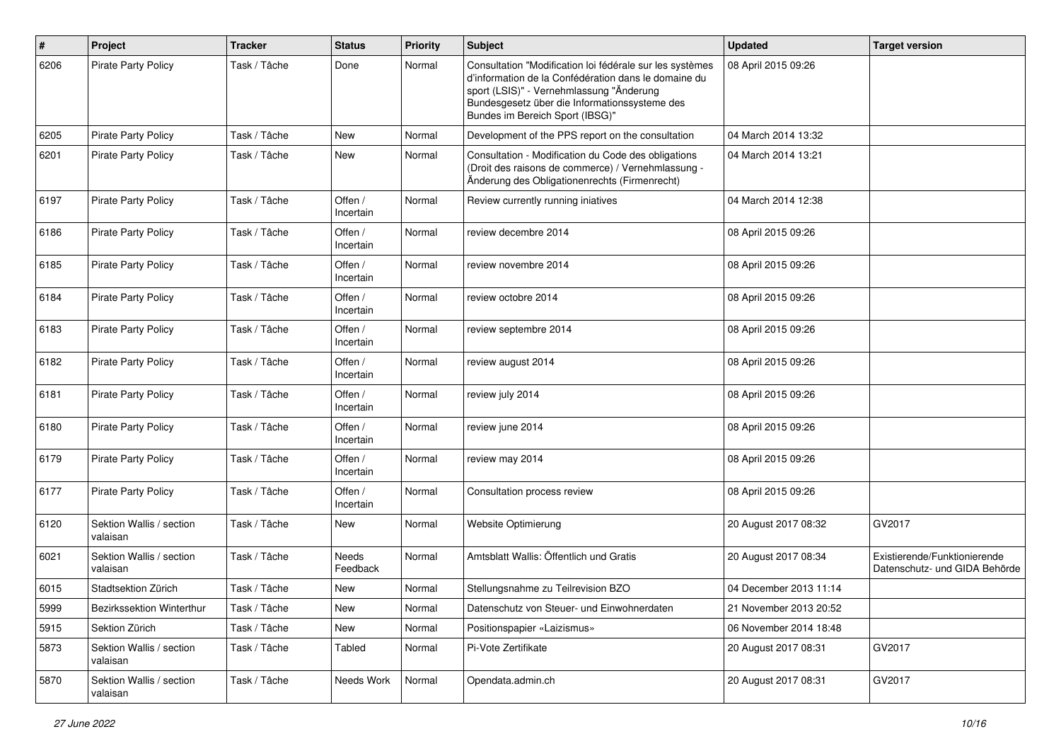| # | Project | Tracker | Status | Priority | Subject | Updated | Target version |
|---|---|---|---|---|---|---|---|
| 6206 | Pirate Party Policy | Task / Tâche | Done | Normal | Consultation "Modification loi fédérale sur les systèmes d'information de la Confédération dans le domaine du sport (LSIS)" - Vernehmlassung "Änderung Bundesgesetz über die Informationssysteme des Bundes im Bereich Sport (IBSG)" | 08 April 2015 09:26 | |
| 6205 | Pirate Party Policy | Task / Tâche | New | Normal | Development of the PPS report on the consultation | 04 March 2014 13:32 | |
| 6201 | Pirate Party Policy | Task / Tâche | New | Normal | Consultation - Modification du Code des obligations (Droit des raisons de commerce) / Vernehmlassung - Änderung des Obligationenrechts (Firmenrecht) | 04 March 2014 13:21 | |
| 6197 | Pirate Party Policy | Task / Tâche | Offen / Incertain | Normal | Review currently running iniatives | 04 March 2014 12:38 | |
| 6186 | Pirate Party Policy | Task / Tâche | Offen / Incertain | Normal | review decembre 2014 | 08 April 2015 09:26 | |
| 6185 | Pirate Party Policy | Task / Tâche | Offen / Incertain | Normal | review novembre 2014 | 08 April 2015 09:26 | |
| 6184 | Pirate Party Policy | Task / Tâche | Offen / Incertain | Normal | review octobre 2014 | 08 April 2015 09:26 | |
| 6183 | Pirate Party Policy | Task / Tâche | Offen / Incertain | Normal | review septembre 2014 | 08 April 2015 09:26 | |
| 6182 | Pirate Party Policy | Task / Tâche | Offen / Incertain | Normal | review august 2014 | 08 April 2015 09:26 | |
| 6181 | Pirate Party Policy | Task / Tâche | Offen / Incertain | Normal | review july 2014 | 08 April 2015 09:26 | |
| 6180 | Pirate Party Policy | Task / Tâche | Offen / Incertain | Normal | review june 2014 | 08 April 2015 09:26 | |
| 6179 | Pirate Party Policy | Task / Tâche | Offen / Incertain | Normal | review may 2014 | 08 April 2015 09:26 | |
| 6177 | Pirate Party Policy | Task / Tâche | Offen / Incertain | Normal | Consultation process review | 08 April 2015 09:26 | |
| 6120 | Sektion Wallis / section valaisan | Task / Tâche | New | Normal | Website Optimierung | 20 August 2017 08:32 | GV2017 |
| 6021 | Sektion Wallis / section valaisan | Task / Tâche | Needs Feedback | Normal | Amtsblatt Wallis: Öffentlich und Gratis | 20 August 2017 08:34 | Existierende/Funktionierende Datenschutz- und GIDA Behörde |
| 6015 | Stadtsektion Zürich | Task / Tâche | New | Normal | Stellungsnahme zu Teilrevision BZO | 04 December 2013 11:14 | |
| 5999 | Bezirkssektion Winterthur | Task / Tâche | New | Normal | Datenschutz von Steuer- und Einwohnerdaten | 21 November 2013 20:52 | |
| 5915 | Sektion Zürich | Task / Tâche | New | Normal | Positionspapier «Laizismus» | 06 November 2014 18:48 | |
| 5873 | Sektion Wallis / section valaisan | Task / Tâche | Tabled | Normal | Pi-Vote Zertifikate | 20 August 2017 08:31 | GV2017 |
| 5870 | Sektion Wallis / section valaisan | Task / Tâche | Needs Work | Normal | Opendata.admin.ch | 20 August 2017 08:31 | GV2017 |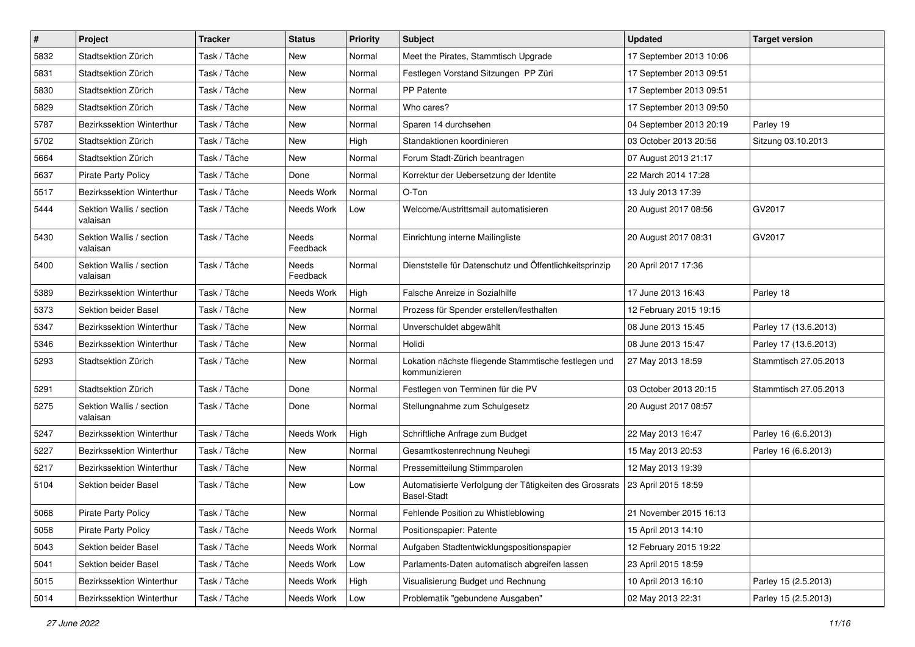| # | Project | Tracker | Status | Priority | Subject | Updated | Target version |
|---|---|---|---|---|---|---|---|
| 5832 | Stadtsektion Zürich | Task / Tâche | New | Normal | Meet the Pirates, Stammtisch Upgrade | 17 September 2013 10:06 | |
| 5831 | Stadtsektion Zürich | Task / Tâche | New | Normal | Festlegen Vorstand Sitzungen PP Züri | 17 September 2013 09:51 | |
| 5830 | Stadtsektion Zürich | Task / Tâche | New | Normal | PP Patente | 17 September 2013 09:51 | |
| 5829 | Stadtsektion Zürich | Task / Tâche | New | Normal | Who cares? | 17 September 2013 09:50 | |
| 5787 | Bezirkssektion Winterthur | Task / Tâche | New | Normal | Sparen 14 durchsehen | 04 September 2013 20:19 | Parley 19 |
| 5702 | Stadtsektion Zürich | Task / Tâche | New | High | Standaktionen koordinieren | 03 October 2013 20:56 | Sitzung 03.10.2013 |
| 5664 | Stadtsektion Zürich | Task / Tâche | New | Normal | Forum Stadt-Zürich beantragen | 07 August 2013 21:17 | |
| 5637 | Pirate Party Policy | Task / Tâche | Done | Normal | Korrektur der Uebersetzung der Identite | 22 March 2014 17:28 | |
| 5517 | Bezirkssektion Winterthur | Task / Tâche | Needs Work | Normal | O-Ton | 13 July 2013 17:39 | |
| 5444 | Sektion Wallis / section valaisan | Task / Tâche | Needs Work | Low | Welcome/Austrittsmail automatisieren | 20 August 2017 08:56 | GV2017 |
| 5430 | Sektion Wallis / section valaisan | Task / Tâche | Needs Feedback | Normal | Einrichtung interne Mailingliste | 20 August 2017 08:31 | GV2017 |
| 5400 | Sektion Wallis / section valaisan | Task / Tâche | Needs Feedback | Normal | Dienststelle für Datenschutz und Öffentlichkeitsprinzip | 20 April 2017 17:36 | |
| 5389 | Bezirkssektion Winterthur | Task / Tâche | Needs Work | High | Falsche Anreize in Sozialhilfe | 17 June 2013 16:43 | Parley 18 |
| 5373 | Sektion beider Basel | Task / Tâche | New | Normal | Prozess für Spender erstellen/festhalten | 12 February 2015 19:15 | |
| 5347 | Bezirkssektion Winterthur | Task / Tâche | New | Normal | Unverschuldet abgewählt | 08 June 2013 15:45 | Parley 17 (13.6.2013) |
| 5346 | Bezirkssektion Winterthur | Task / Tâche | New | Normal | Holidi | 08 June 2013 15:47 | Parley 17 (13.6.2013) |
| 5293 | Stadtsektion Zürich | Task / Tâche | New | Normal | Lokation nächste fliegende Stammtische festlegen und kommunizieren | 27 May 2013 18:59 | Stammtisch 27.05.2013 |
| 5291 | Stadtsektion Zürich | Task / Tâche | Done | Normal | Festlegen von Terminen für die PV | 03 October 2013 20:15 | Stammtisch 27.05.2013 |
| 5275 | Sektion Wallis / section valaisan | Task / Tâche | Done | Normal | Stellungnahme zum Schulgesetz | 20 August 2017 08:57 | |
| 5247 | Bezirkssektion Winterthur | Task / Tâche | Needs Work | High | Schriftliche Anfrage zum Budget | 22 May 2013 16:47 | Parley 16 (6.6.2013) |
| 5227 | Bezirkssektion Winterthur | Task / Tâche | New | Normal | Gesamtkostenrechnung Neuhegi | 15 May 2013 20:53 | Parley 16 (6.6.2013) |
| 5217 | Bezirkssektion Winterthur | Task / Tâche | New | Normal | Pressemitteilung Stimmparolen | 12 May 2013 19:39 | |
| 5104 | Sektion beider Basel | Task / Tâche | New | Low | Automatisierte Verfolgung der Tätigkeiten des Grossrats Basel-Stadt | 23 April 2015 18:59 | |
| 5068 | Pirate Party Policy | Task / Tâche | New | Normal | Fehlende Position zu Whistleblowing | 21 November 2015 16:13 | |
| 5058 | Pirate Party Policy | Task / Tâche | Needs Work | Normal | Positionspapier: Patente | 15 April 2013 14:10 | |
| 5043 | Sektion beider Basel | Task / Tâche | Needs Work | Normal | Aufgaben Stadtentwicklungspositionspapier | 12 February 2015 19:22 | |
| 5041 | Sektion beider Basel | Task / Tâche | Needs Work | Low | Parlaments-Daten automatisch abgreifen lassen | 23 April 2015 18:59 | |
| 5015 | Bezirkssektion Winterthur | Task / Tâche | Needs Work | High | Visualisierung Budget und Rechnung | 10 April 2013 16:10 | Parley 15 (2.5.2013) |
| 5014 | Bezirkssektion Winterthur | Task / Tâche | Needs Work | Low | Problematik "gebundene Ausgaben" | 02 May 2013 22:31 | Parley 15 (2.5.2013) |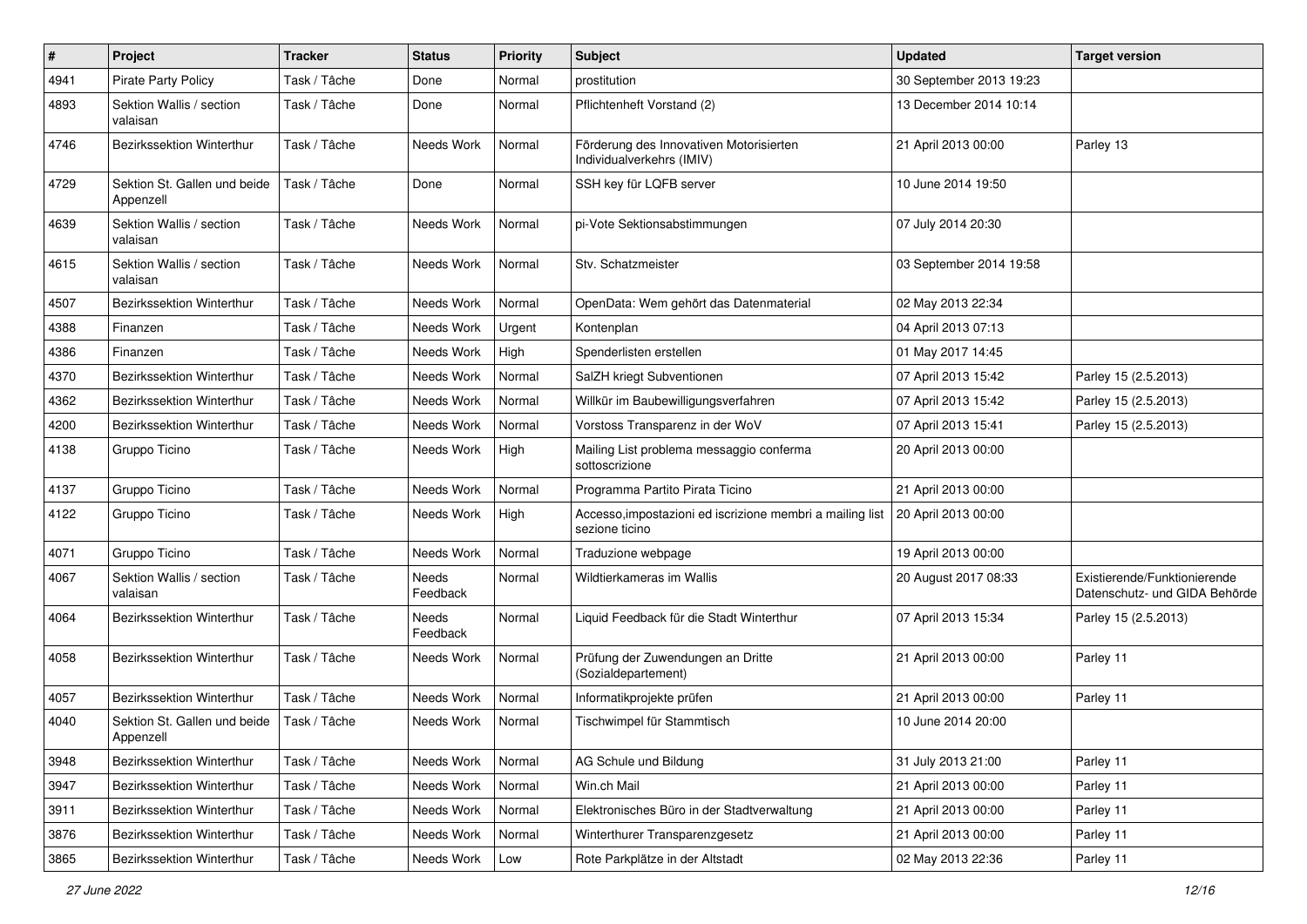| # | Project | Tracker | Status | Priority | Subject | Updated | Target version |
|---|---|---|---|---|---|---|---|
| 4941 | Pirate Party Policy | Task / Tâche | Done | Normal | prostitution | 30 September 2013 19:23 | |
| 4893 | Sektion Wallis / section valaisan | Task / Tâche | Done | Normal | Pflichtenheft Vorstand (2) | 13 December 2014 10:14 | |
| 4746 | Bezirkssektion Winterthur | Task / Tâche | Needs Work | Normal | Förderung des Innovativen Motorisierten Individualverkehrs (IMIV) | 21 April 2013 00:00 | Parley 13 |
| 4729 | Sektion St. Gallen und beide Appenzell | Task / Tâche | Done | Normal | SSH key für LQFB server | 10 June 2014 19:50 | |
| 4639 | Sektion Wallis / section valaisan | Task / Tâche | Needs Work | Normal | pi-Vote Sektionsabstimmungen | 07 July 2014 20:30 | |
| 4615 | Sektion Wallis / section valaisan | Task / Tâche | Needs Work | Normal | Stv. Schatzmeister | 03 September 2014 19:58 | |
| 4507 | Bezirkssektion Winterthur | Task / Tâche | Needs Work | Normal | OpenData: Wem gehört das Datenmaterial | 02 May 2013 22:34 | |
| 4388 | Finanzen | Task / Tâche | Needs Work | Urgent | Kontenplan | 04 April 2013 07:13 | |
| 4386 | Finanzen | Task / Tâche | Needs Work | High | Spenderlisten erstellen | 01 May 2017 14:45 | |
| 4370 | Bezirkssektion Winterthur | Task / Tâche | Needs Work | Normal | SalZH kriegt Subventionen | 07 April 2013 15:42 | Parley 15 (2.5.2013) |
| 4362 | Bezirkssektion Winterthur | Task / Tâche | Needs Work | Normal | Willkür im Baubewilligungsverfahren | 07 April 2013 15:42 | Parley 15 (2.5.2013) |
| 4200 | Bezirkssektion Winterthur | Task / Tâche | Needs Work | Normal | Vorstoss Transparenz in der WoV | 07 April 2013 15:41 | Parley 15 (2.5.2013) |
| 4138 | Gruppo Ticino | Task / Tâche | Needs Work | High | Mailing List problema messaggio conferma sottoscrizione | 20 April 2013 00:00 | |
| 4137 | Gruppo Ticino | Task / Tâche | Needs Work | Normal | Programma Partito Pirata Ticino | 21 April 2013 00:00 | |
| 4122 | Gruppo Ticino | Task / Tâche | Needs Work | High | Accesso,impostazioni ed iscrizione membri a mailing list sezione ticino | 20 April 2013 00:00 | |
| 4071 | Gruppo Ticino | Task / Tâche | Needs Work | Normal | Traduzione webpage | 19 April 2013 00:00 | |
| 4067 | Sektion Wallis / section valaisan | Task / Tâche | Needs Feedback | Normal | Wildtierkameras im Wallis | 20 August 2017 08:33 | Existierende/Funktionierende Datenschutz- und GIDA Behörde |
| 4064 | Bezirkssektion Winterthur | Task / Tâche | Needs Feedback | Normal | Liquid Feedback für die Stadt Winterthur | 07 April 2013 15:34 | Parley 15 (2.5.2013) |
| 4058 | Bezirkssektion Winterthur | Task / Tâche | Needs Work | Normal | Prüfung der Zuwendungen an Dritte (Sozialdepartement) | 21 April 2013 00:00 | Parley 11 |
| 4057 | Bezirkssektion Winterthur | Task / Tâche | Needs Work | Normal | Informatikprojekte prüfen | 21 April 2013 00:00 | Parley 11 |
| 4040 | Sektion St. Gallen und beide Appenzell | Task / Tâche | Needs Work | Normal | Tischwimpel für Stammtisch | 10 June 2014 20:00 | |
| 3948 | Bezirkssektion Winterthur | Task / Tâche | Needs Work | Normal | AG Schule und Bildung | 31 July 2013 21:00 | Parley 11 |
| 3947 | Bezirkssektion Winterthur | Task / Tâche | Needs Work | Normal | Win.ch Mail | 21 April 2013 00:00 | Parley 11 |
| 3911 | Bezirkssektion Winterthur | Task / Tâche | Needs Work | Normal | Elektronisches Büro in der Stadtverwaltung | 21 April 2013 00:00 | Parley 11 |
| 3876 | Bezirkssektion Winterthur | Task / Tâche | Needs Work | Normal | Winterthurer Transparenzgesetz | 21 April 2013 00:00 | Parley 11 |
| 3865 | Bezirkssektion Winterthur | Task / Tâche | Needs Work | Low | Rote Parkplätze in der Altstadt | 02 May 2013 22:36 | Parley 11 |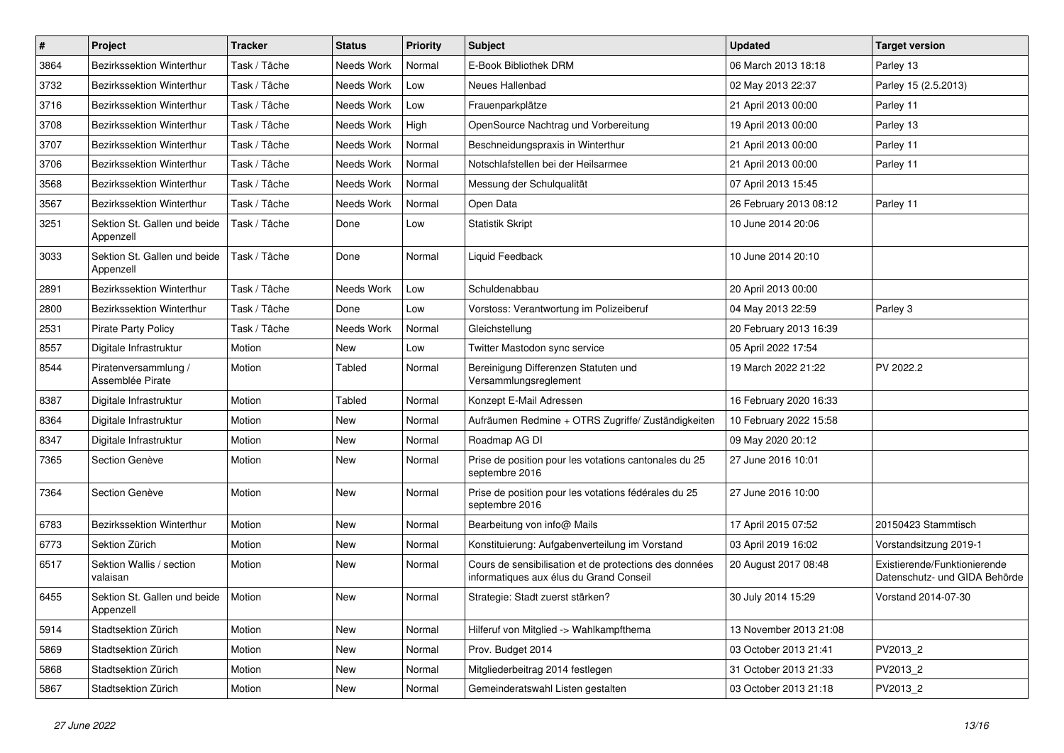| # | Project | Tracker | Status | Priority | Subject | Updated | Target version |
|---|---|---|---|---|---|---|---|
| 3864 | Bezirkssektion Winterthur | Task / Tâche | Needs Work | Normal | E-Book Bibliothek DRM | 06 March 2013 18:18 | Parley 13 |
| 3732 | Bezirkssektion Winterthur | Task / Tâche | Needs Work | Low | Neues Hallenbad | 02 May 2013 22:37 | Parley 15 (2.5.2013) |
| 3716 | Bezirkssektion Winterthur | Task / Tâche | Needs Work | Low | Frauenparkplätze | 21 April 2013 00:00 | Parley 11 |
| 3708 | Bezirkssektion Winterthur | Task / Tâche | Needs Work | High | OpenSource Nachtrag und Vorbereitung | 19 April 2013 00:00 | Parley 13 |
| 3707 | Bezirkssektion Winterthur | Task / Tâche | Needs Work | Normal | Beschneidungspraxis in Winterthur | 21 April 2013 00:00 | Parley 11 |
| 3706 | Bezirkssektion Winterthur | Task / Tâche | Needs Work | Normal | Notschlafstellen bei der Heilsarmee | 21 April 2013 00:00 | Parley 11 |
| 3568 | Bezirkssektion Winterthur | Task / Tâche | Needs Work | Normal | Messung der Schulqualität | 07 April 2013 15:45 | |
| 3567 | Bezirkssektion Winterthur | Task / Tâche | Needs Work | Normal | Open Data | 26 February 2013 08:12 | Parley 11 |
| 3251 | Sektion St. Gallen und beide Appenzell | Task / Tâche | Done | Low | Statistik Skript | 10 June 2014 20:06 | |
| 3033 | Sektion St. Gallen und beide Appenzell | Task / Tâche | Done | Normal | Liquid Feedback | 10 June 2014 20:10 | |
| 2891 | Bezirkssektion Winterthur | Task / Tâche | Needs Work | Low | Schuldenabbau | 20 April 2013 00:00 | |
| 2800 | Bezirkssektion Winterthur | Task / Tâche | Done | Low | Vorstoss: Verantwortung im Polizeiberuf | 04 May 2013 22:59 | Parley 3 |
| 2531 | Pirate Party Policy | Task / Tâche | Needs Work | Normal | Gleichstellung | 20 February 2013 16:39 | |
| 8557 | Digitale Infrastruktur | Motion | New | Low | Twitter Mastodon sync service | 05 April 2022 17:54 | |
| 8544 | Piratenversammlung / Assemblée Pirate | Motion | Tabled | Normal | Bereinigung Differenzen Statuten und Versammlungsreglement | 19 March 2022 21:22 | PV 2022.2 |
| 8387 | Digitale Infrastruktur | Motion | Tabled | Normal | Konzept E-Mail Adressen | 16 February 2020 16:33 | |
| 8364 | Digitale Infrastruktur | Motion | New | Normal | Aufräumen Redmine + OTRS Zugriffe/ Zuständigkeiten | 10 February 2022 15:58 | |
| 8347 | Digitale Infrastruktur | Motion | New | Normal | Roadmap AG DI | 09 May 2020 20:12 | |
| 7365 | Section Genève | Motion | New | Normal | Prise de position pour les votations cantonales du 25 septembre 2016 | 27 June 2016 10:01 | |
| 7364 | Section Genève | Motion | New | Normal | Prise de position pour les votations fédérales du 25 septembre 2016 | 27 June 2016 10:00 | |
| 6783 | Bezirkssektion Winterthur | Motion | New | Normal | Bearbeitung von info@ Mails | 17 April 2015 07:52 | 20150423 Stammtisch |
| 6773 | Sektion Zürich | Motion | New | Normal | Konstituierung: Aufgabenverteilung im Vorstand | 03 April 2019 16:02 | Vorstandsitzung 2019-1 |
| 6517 | Sektion Wallis / section valaisan | Motion | New | Normal | Cours de sensibilisation et de protections des données informatiques aux élus du Grand Conseil | 20 August 2017 08:48 | Existierende/Funktionierende Datenschutz- und GIDA Behörde |
| 6455 | Sektion St. Gallen und beide Appenzell | Motion | New | Normal | Strategie: Stadt zuerst stärken? | 30 July 2014 15:29 | Vorstand 2014-07-30 |
| 5914 | Stadtsektion Zürich | Motion | New | Normal | Hilferuf von Mitglied -> Wahlkampfthema | 13 November 2013 21:08 | |
| 5869 | Stadtsektion Zürich | Motion | New | Normal | Prov. Budget 2014 | 03 October 2013 21:41 | PV2013_2 |
| 5868 | Stadtsektion Zürich | Motion | New | Normal | Mitgliederbeitrag 2014 festlegen | 31 October 2013 21:33 | PV2013_2 |
| 5867 | Stadtsektion Zürich | Motion | New | Normal | Gemeinderatswahl Listen gestalten | 03 October 2013 21:18 | PV2013_2 |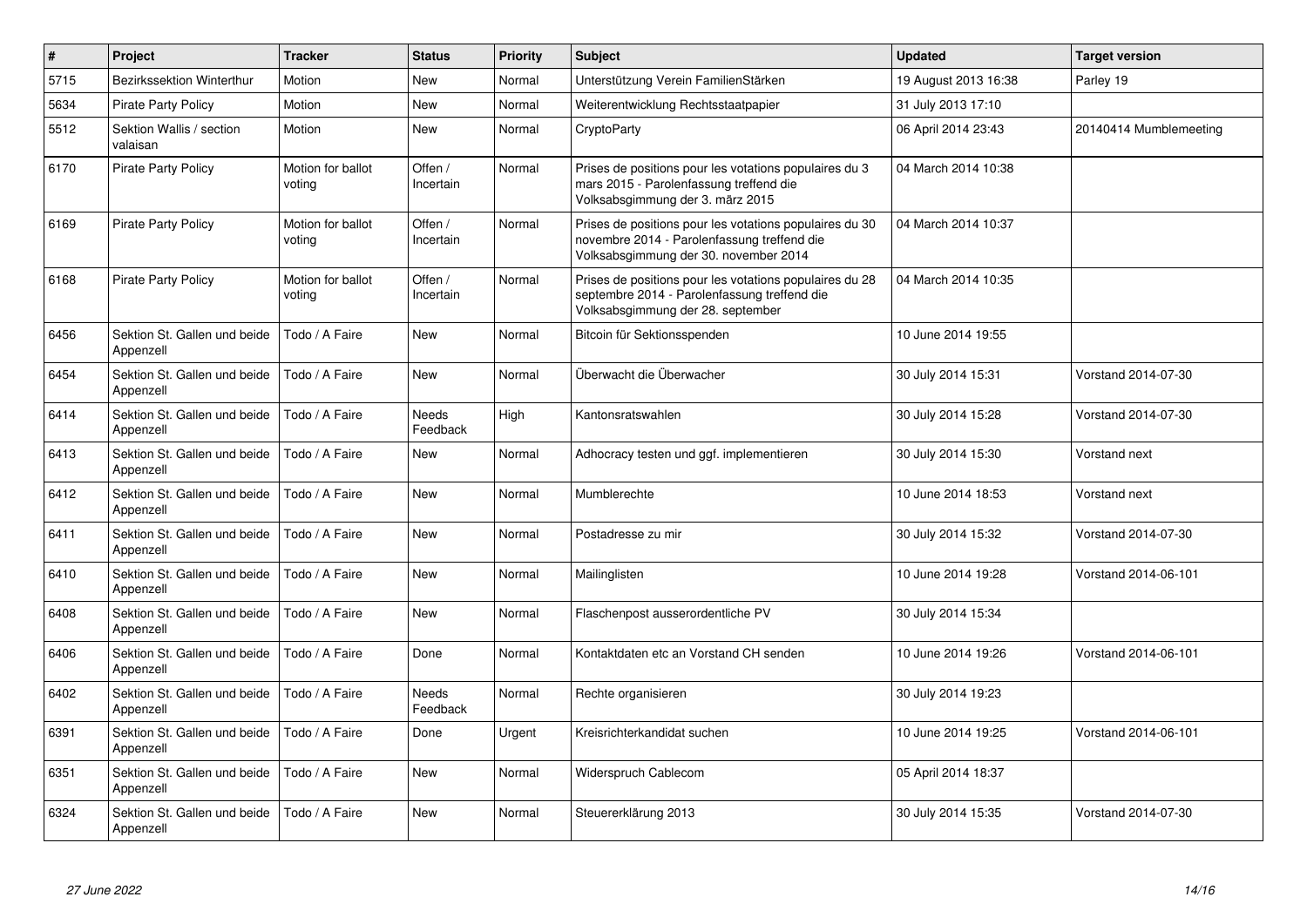| # | Project | Tracker | Status | Priority | Subject | Updated | Target version |
|---|---|---|---|---|---|---|---|
| 5715 | Bezirkssektion Winterthur | Motion | New | Normal | Unterstützung Verein FamilienStärken | 19 August 2013 16:38 | Parley 19 |
| 5634 | Pirate Party Policy | Motion | New | Normal | Weiterentwicklung Rechtsstaatpapier | 31 July 2013 17:10 | |
| 5512 | Sektion Wallis / section valaisan | Motion | New | Normal | CryptoParty | 06 April 2014 23:43 | 20140414 Mumblemeeting |
| 6170 | Pirate Party Policy | Motion for ballot voting | Offen / Incertain | Normal | Prises de positions pour les votations populaires du 3 mars 2015 - Parolenfassung treffend die Volksabsgimmung der 3. märz 2015 | 04 March 2014 10:38 | |
| 6169 | Pirate Party Policy | Motion for ballot voting | Offen / Incertain | Normal | Prises de positions pour les votations populaires du 30 novembre 2014 - Parolenfassung treffend die Volksabsgimmung der 30. november 2014 | 04 March 2014 10:37 | |
| 6168 | Pirate Party Policy | Motion for ballot voting | Offen / Incertain | Normal | Prises de positions pour les votations populaires du 28 septembre 2014 - Parolenfassung treffend die Volksabsgimmung der 28. september | 04 March 2014 10:35 | |
| 6456 | Sektion St. Gallen und beide Appenzell | Todo / A Faire | New | Normal | Bitcoin für Sektionsspenden | 10 June 2014 19:55 | |
| 6454 | Sektion St. Gallen und beide Appenzell | Todo / A Faire | New | Normal | Überwacht die Überwacher | 30 July 2014 15:31 | Vorstand 2014-07-30 |
| 6414 | Sektion St. Gallen und beide Appenzell | Todo / A Faire | Needs Feedback | High | Kantonsratswahlen | 30 July 2014 15:28 | Vorstand 2014-07-30 |
| 6413 | Sektion St. Gallen und beide Appenzell | Todo / A Faire | New | Normal | Adhocracy testen und ggf. implementieren | 30 July 2014 15:30 | Vorstand next |
| 6412 | Sektion St. Gallen und beide Appenzell | Todo / A Faire | New | Normal | Mumblerechte | 10 June 2014 18:53 | Vorstand next |
| 6411 | Sektion St. Gallen und beide Appenzell | Todo / A Faire | New | Normal | Postadresse zu mir | 30 July 2014 15:32 | Vorstand 2014-07-30 |
| 6410 | Sektion St. Gallen und beide Appenzell | Todo / A Faire | New | Normal | Mailinglisten | 10 June 2014 19:28 | Vorstand 2014-06-101 |
| 6408 | Sektion St. Gallen und beide Appenzell | Todo / A Faire | New | Normal | Flaschenpost ausserordentliche PV | 30 July 2014 15:34 | |
| 6406 | Sektion St. Gallen und beide Appenzell | Todo / A Faire | Done | Normal | Kontaktdaten etc an Vorstand CH senden | 10 June 2014 19:26 | Vorstand 2014-06-101 |
| 6402 | Sektion St. Gallen und beide Appenzell | Todo / A Faire | Needs Feedback | Normal | Rechte organisieren | 30 July 2014 19:23 | |
| 6391 | Sektion St. Gallen und beide Appenzell | Todo / A Faire | Done | Urgent | Kreisrichterkandidat suchen | 10 June 2014 19:25 | Vorstand 2014-06-101 |
| 6351 | Sektion St. Gallen und beide Appenzell | Todo / A Faire | New | Normal | Widerspruch Cablecom | 05 April 2014 18:37 | |
| 6324 | Sektion St. Gallen und beide Appenzell | Todo / A Faire | New | Normal | Steuererklärung 2013 | 30 July 2014 15:35 | Vorstand 2014-07-30 |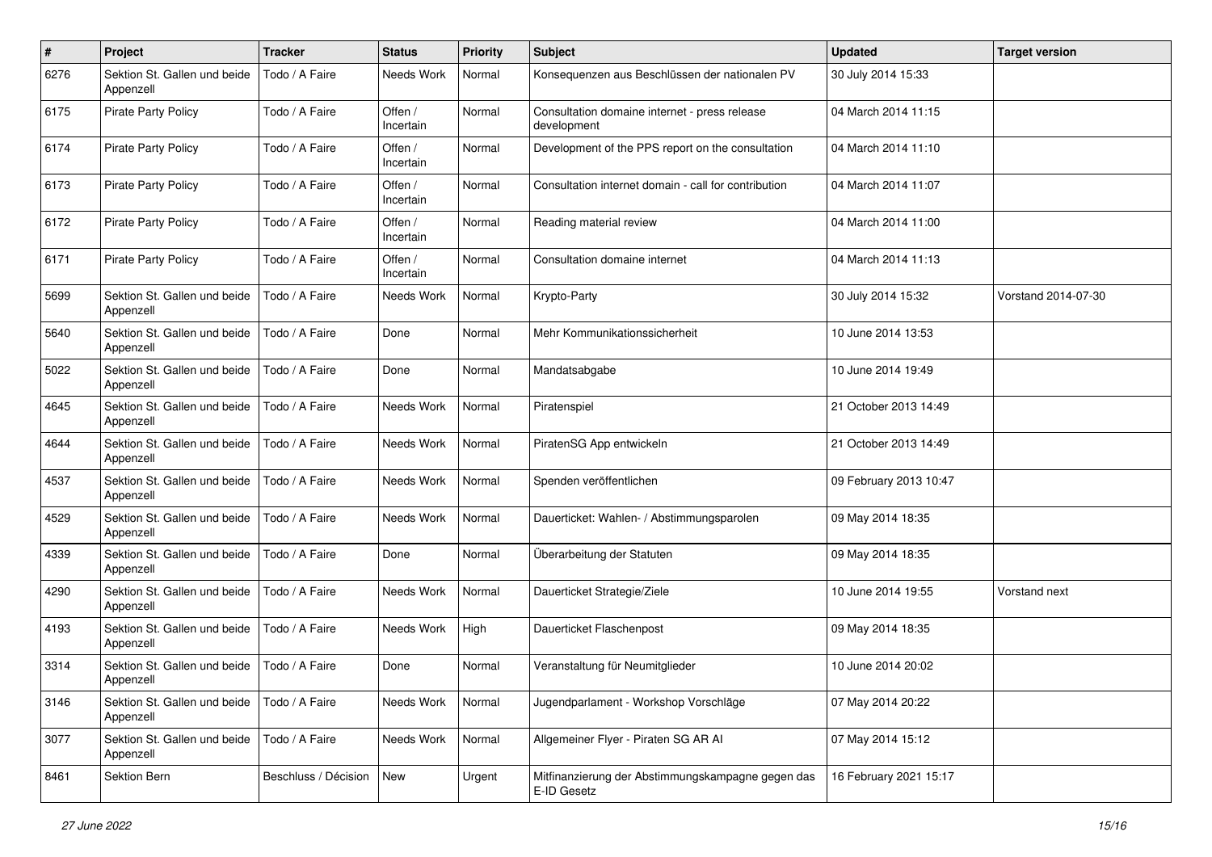| # | Project | Tracker | Status | Priority | Subject | Updated | Target version |
|---|---|---|---|---|---|---|---|
| 6276 | Sektion St. Gallen und beide Appenzell | Todo / A Faire | Needs Work | Normal | Konsequenzen aus Beschlüssen der nationalen PV | 30 July 2014 15:33 | |
| 6175 | Pirate Party Policy | Todo / A Faire | Offen / Incertain | Normal | Consultation domaine internet - press release development | 04 March 2014 11:15 | |
| 6174 | Pirate Party Policy | Todo / A Faire | Offen / Incertain | Normal | Development of the PPS report on the consultation | 04 March 2014 11:10 | |
| 6173 | Pirate Party Policy | Todo / A Faire | Offen / Incertain | Normal | Consultation internet domain - call for contribution | 04 March 2014 11:07 | |
| 6172 | Pirate Party Policy | Todo / A Faire | Offen / Incertain | Normal | Reading material review | 04 March 2014 11:00 | |
| 6171 | Pirate Party Policy | Todo / A Faire | Offen / Incertain | Normal | Consultation domaine internet | 04 March 2014 11:13 | |
| 5699 | Sektion St. Gallen und beide Appenzell | Todo / A Faire | Needs Work | Normal | Krypto-Party | 30 July 2014 15:32 | Vorstand 2014-07-30 |
| 5640 | Sektion St. Gallen und beide Appenzell | Todo / A Faire | Done | Normal | Mehr Kommunikationssicherheit | 10 June 2014 13:53 | |
| 5022 | Sektion St. Gallen und beide Appenzell | Todo / A Faire | Done | Normal | Mandatsabgabe | 10 June 2014 19:49 | |
| 4645 | Sektion St. Gallen und beide Appenzell | Todo / A Faire | Needs Work | Normal | Piratenspiel | 21 October 2013 14:49 | |
| 4644 | Sektion St. Gallen und beide Appenzell | Todo / A Faire | Needs Work | Normal | PiratenSG App entwickeln | 21 October 2013 14:49 | |
| 4537 | Sektion St. Gallen und beide Appenzell | Todo / A Faire | Needs Work | Normal | Spenden veröffentlichen | 09 February 2013 10:47 | |
| 4529 | Sektion St. Gallen und beide Appenzell | Todo / A Faire | Needs Work | Normal | Dauerticket: Wahlen- / Abstimmungsparolen | 09 May 2014 18:35 | |
| 4339 | Sektion St. Gallen und beide Appenzell | Todo / A Faire | Done | Normal | Überarbeitung der Statuten | 09 May 2014 18:35 | |
| 4290 | Sektion St. Gallen und beide Appenzell | Todo / A Faire | Needs Work | Normal | Dauerticket Strategie/Ziele | 10 June 2014 19:55 | Vorstand next |
| 4193 | Sektion St. Gallen und beide Appenzell | Todo / A Faire | Needs Work | High | Dauerticket Flaschenpost | 09 May 2014 18:35 | |
| 3314 | Sektion St. Gallen und beide Appenzell | Todo / A Faire | Done | Normal | Veranstaltung für Neumitglieder | 10 June 2014 20:02 | |
| 3146 | Sektion St. Gallen und beide Appenzell | Todo / A Faire | Needs Work | Normal | Jugendparlament - Workshop Vorschläge | 07 May 2014 20:22 | |
| 3077 | Sektion St. Gallen und beide Appenzell | Todo / A Faire | Needs Work | Normal | Allgemeiner Flyer - Piraten SG AR AI | 07 May 2014 15:12 | |
| 8461 | Sektion Bern | Beschluss / Décision | New | Urgent | Mitfinanzierung der Abstimmungskampagne gegen das E-ID Gesetz | 16 February 2021 15:17 | |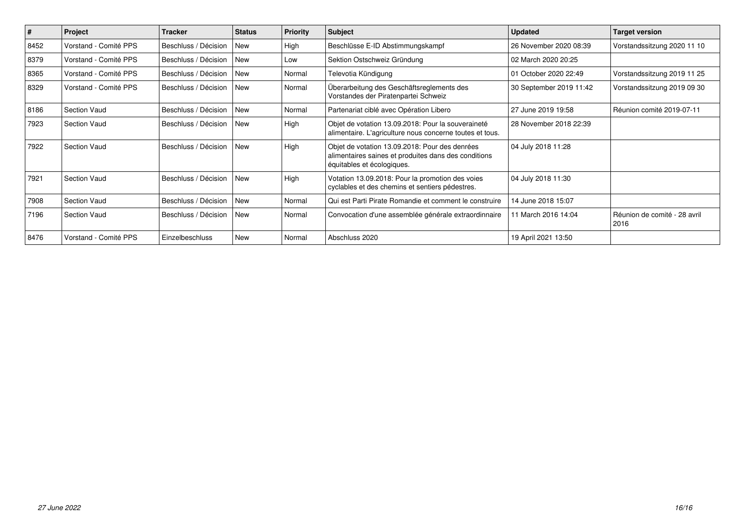| # | Project | Tracker | Status | Priority | Subject | Updated | Target version |
|---|---|---|---|---|---|---|---|
| 8452 | Vorstand - Comité PPS | Beschluss / Décision | New | High | Beschlüsse E-ID Abstimmungskampf | 26 November 2020 08:39 | Vorstandssitzung 2020 11 10 |
| 8379 | Vorstand - Comité PPS | Beschluss / Décision | New | Low | Sektion Ostschweiz Gründung | 02 March 2020 20:25 | |
| 8365 | Vorstand - Comité PPS | Beschluss / Décision | New | Normal | Televotia Kündigung | 01 October 2020 22:49 | Vorstandssitzung 2019 11 25 |
| 8329 | Vorstand - Comité PPS | Beschluss / Décision | New | Normal | Überarbeitung des Geschäftsreglements des Vorstandes der Piratenpartei Schweiz | 30 September 2019 11:42 | Vorstandssitzung 2019 09 30 |
| 8186 | Section Vaud | Beschluss / Décision | New | Normal | Partenariat ciblé avec Opération Libero | 27 June 2019 19:58 | Réunion comité 2019-07-11 |
| 7923 | Section Vaud | Beschluss / Décision | New | High | Objet de votation 13.09.2018: Pour la souveraineté alimentaire. L'agriculture nous concerne toutes et tous. | 28 November 2018 22:39 | |
| 7922 | Section Vaud | Beschluss / Décision | New | High | Objet de votation 13.09.2018: Pour des denrées alimentaires saines et produites dans des conditions équitables et écologiques. | 04 July 2018 11:28 | |
| 7921 | Section Vaud | Beschluss / Décision | New | High | Votation 13.09.2018: Pour la promotion des voies cyclables et des chemins et sentiers pédestres. | 04 July 2018 11:30 | |
| 7908 | Section Vaud | Beschluss / Décision | New | Normal | Qui est Parti Pirate Romandie et comment le construire | 14 June 2018 15:07 | |
| 7196 | Section Vaud | Beschluss / Décision | New | Normal | Convocation d'une assemblée générale extraordinnaire | 11 March 2016 14:04 | Réunion de comité - 28 avril 2016 |
| 8476 | Vorstand - Comité PPS | Einzelbeschluss | New | Normal | Abschluss 2020 | 19 April 2021 13:50 | |